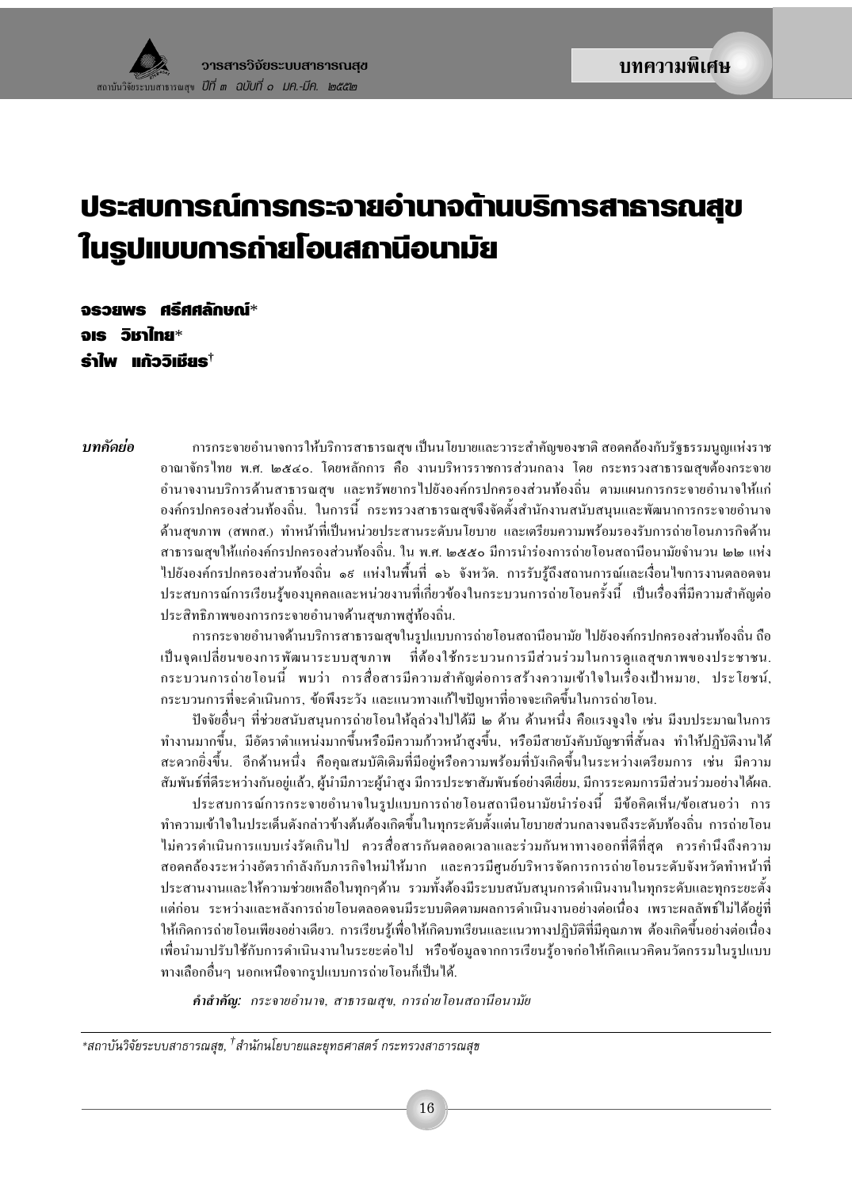บทความพิเศษ

# ประสบการณ์การกระจายอำนาจด้านบริการสาธารณสุขในรูปแบบการถ่ายโอนสถานีอนามัย

**จรวยพร ศรีศศลักษณ์***
**จเร วิชาไทย***
**รำไพ แก้ววิเชียร**[†]

***บทคัดย่อ*** การกระจายอำนาจการให้บริการสาธารณสุข เป็นนโยบายและวาระสำคัญของชาติ สอดคล้องกับรัฐธรรมนูญแห่งราชอาณาจักรไทย พ.ศ. ๒๕๔๐. โดยหลักการ คือ งานบริหารราชการส่วนกลาง โดย กระทรวงสาธารณสุขต้องกระจายอำนาจงานบริการด้านสาธารณสุข และทรัพยากรไปยังองค์กรปกครองส่วนท้องถิ่น ตามแผนการกระจายอำนาจให้แก่องค์กรปกครองส่วนท้องถิ่น. ในการนี้ กระทรวงสาธารณสุขจึงจัดตั้งสำนักงานสนับสนุนและพัฒนาการกระจายอำนาจด้านสุขภาพ (สพกส.) ทำหน้าที่เป็นหน่วยประสานระดับนโยบาย และเตรียมความพร้อมรองรับการถ่ายโอนภารกิจด้านสาธารณสุขให้แก่องค์กรปกครองส่วนท้องถิ่น. ใน พ.ศ. ๒๕๕๐ มีการนำร่องการถ่ายโอนสถานีอนามัยจำนวน ๒๒ แห่ง ไปยังองค์กรปกครองส่วนท้องถิ่น ๑๙ แห่งในพื้นที่ ๑๖ จังหวัด. การรับรู้ถึงสถานการณ์และเงื่อนไขการงานตลอดจนประสบการณ์การเรียนรู้ของบุคคลและหน่วยงานที่เกี่ยวข้องในกระบวนการถ่ายโอนครั้งนี้ เป็นเรื่องที่มีความสำคัญต่อประสิทธิภาพของการกระจายอำนาจด้านสุขภาพสู่ท้องถิ่น.

การกระจายอำนาจด้านบริการสาธารณสุขในรูปแบบการถ่ายโอนสถานีอนามัย ไปยังองค์กรปกครองส่วนท้องถิ่น ถือเป็นจุดเปลี่ยนของการพัฒนาระบบสุขภาพ ที่ต้องใช้กระบวนการมีส่วนร่วมในการดูแลสุขภาพของประชาชน. กระบวนการถ่ายโอนนี้ พบว่า การสื่อสารมีความสำคัญต่อการสร้างความเข้าใจในเรื่องเป้าหมาย, ประโยชน์, กระบวนการที่จะดำเนินการ, ข้อพึงระวัง และแนวทางแก้ไขปัญหาที่อาจจะเกิดขึ้นในการถ่ายโอน.

ปัจจัยอื่นๆ ที่ช่วยสนับสนุนการถ่ายโอนให้ลุล่วงไปได้มี ๒ ด้าน ด้านหนึ่ง คือแรงจูงใจ เช่น มีงบประมาณในการทำงานมากขึ้น, มีอัตราตำแหน่งมากขึ้นหรือมีความก้าวหน้าสูงขึ้น, หรือมีสายบังคับบัญชาที่สั้นลง ทำให้ปฏิบัติงานได้สะดวกยิ่งขึ้น. อีกด้านหนึ่ง คือคุณสมบัติเดิมที่มีอยู่หรือความพร้อมที่บังเกิดขึ้นในระหว่างเตรียมการ เช่น มีความสัมพันธ์ที่ดีระหว่างกันอยู่แล้ว, ผู้นำมีภาวะผู้นำสูง มีการประชาสัมพันธ์อย่างดีเยี่ยม, มีการระดมการมีส่วนร่วมอย่างได้ผล.

ประสบการณ์การกระจายอำนาจในรูปแบบการถ่ายโอนสถานีอนามัยนำร่องนี้ มีข้อคิดเห็น/ข้อเสนอว่า การทำความเข้าใจในประเด็นดังกล่าวข้างต้นต้องเกิดขึ้นในทุกระดับตั้งแต่นโยบายส่วนกลางจนถึงระดับท้องถิ่น การถ่ายโอนไม่ควรดำเนินการแบบเร่งรัดเกินไป ควรสื่อสารกันตลอดเวลาและร่วมกันหาทางออกที่ดีที่สุด ควรคำนึงถึงความสอดคล้องระหว่างอัตรากำลังกับภารกิจใหม่ให้มาก และควรมีศูนย์บริหารจัดการการถ่ายโอนระดับจังหวัดทำหน้าที่ประสานงานและให้ความช่วยเหลือในทุกๆด้าน รวมทั้งต้องมีระบบสนับสนุนการดำเนินงานในทุกระดับและทุกระยะตั้งแต่ก่อน ระหว่างและหลังการถ่ายโอนตลอดจนมีระบบติดตามผลการดำเนินงานอย่างต่อเนื่อง เพราะผลลัพธ์ไม่ได้อยู่ที่ให้เกิดการถ่ายโอนเพียงอย่างเดียว. การเรียนรู้เพื่อให้เกิดบทเรียนและแนวทางปฏิบัติที่มีคุณภาพ ต้องเกิดขึ้นอย่างต่อเนื่องเพื่อนำมาปรับใช้กับการดำเนินงานในระยะต่อไป หรือข้อมูลจากการเรียนรู้อาจก่อให้เกิดแนวคิดนวัตกรรมในรูปแบบทางเลือกอื่นๆ นอกเหนือจากรูปแบบการถ่ายโอนก็เป็นได้.

***คำสำคัญ:*** *กระจายอำนาจ, สาธารณสุข, การถ่ายโอนสถานีอนามัย*

---

**สถาบันวิจัยระบบสาธารณสุข,* [†]*สำนักนโยบายและยุทธศาสตร์ กระทรวงสาธารณสุข*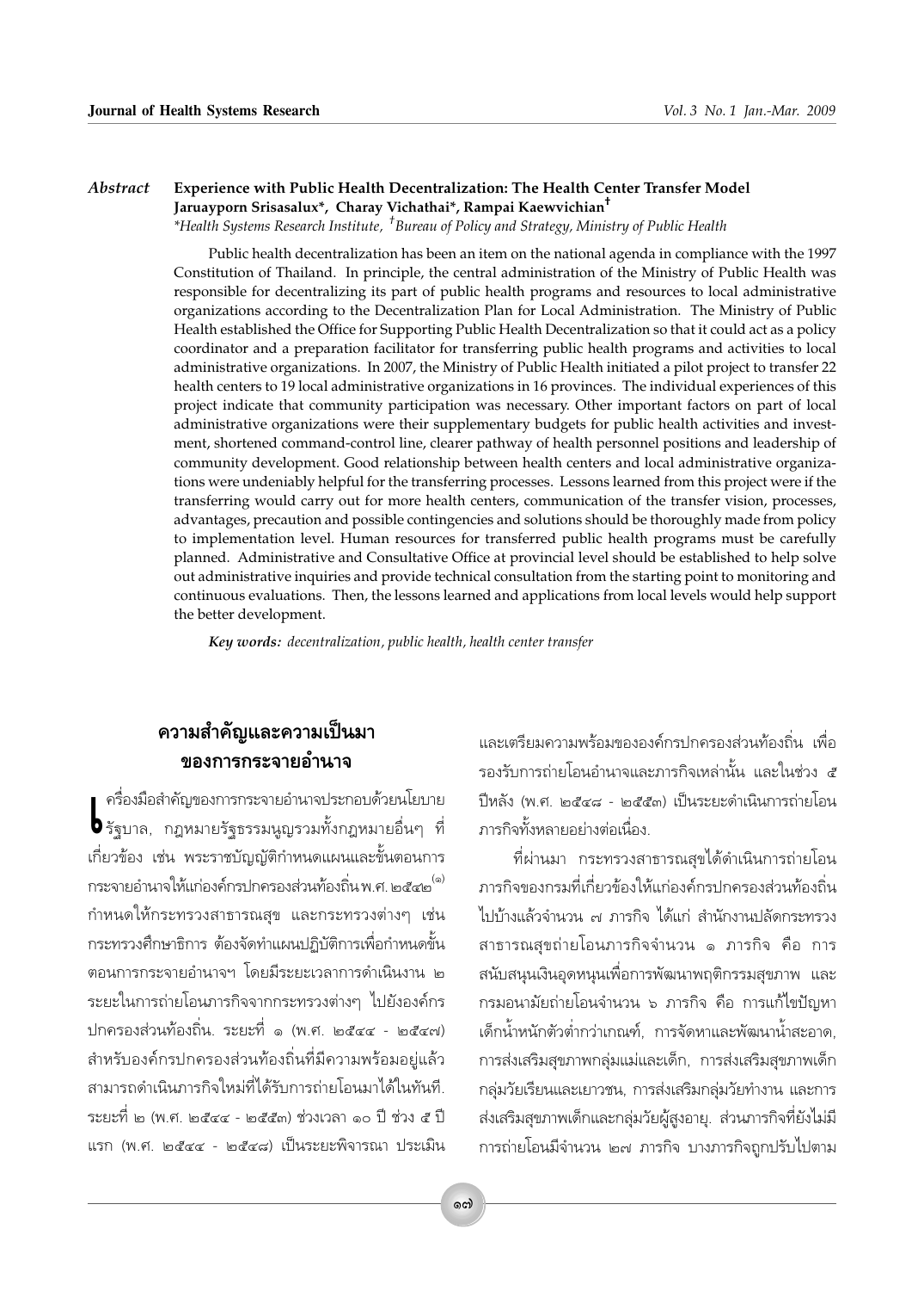*Abstract* **Experience with Public Health Decentralization: The Health Center Transfer Model**

**Jaruayporn Srisasalux\*, Charay Vichathai\*, Rampai Kaewvichian†**

*\*Health Systems Research Institute, †Bureau of Policy and Strategy, Ministry of Public Health*

Public health decentralization has been an item on the national agenda in compliance with the 1997 Constitution of Thailand. In principle, the central administration of the Ministry of Public Health was responsible for decentralizing its part of public health programs and resources to local administrative organizations according to the Decentralization Plan for Local Administration. The Ministry of Public Health established the Office for Supporting Public Health Decentralization so that it could act as a policy coordinator and a preparation facilitator for transferring public health programs and activities to local administrative organizations. In 2007, the Ministry of Public Health initiated a pilot project to transfer 22 health centers to 19 local administrative organizations in 16 provinces. The individual experiences of this project indicate that community participation was necessary. Other important factors on part of local administrative organizations were their supplementary budgets for public health activities and investment, shortened command-control line, clearer pathway of health personnel positions and leadership of community development. Good relationship between health centers and local administrative organizations were undeniably helpful for the transferring processes. Lessons learned from this project were if the transferring would carry out for more health centers, communication of the transfer vision, processes, advantages, precaution and possible contingencies and solutions should be thoroughly made from policy to implementation level. Human resources for transferred public health programs must be carefully planned. Administrative and Consultative Office at provincial level should be established to help solve out administrative inquiries and provide technical consultation from the starting point to monitoring and continuous evaluations. Then, the lessons learned and applications from local levels would help support the better development.

***Key words:*** *decentralization, public health, health center transfer*

## ความสำคัญและความเป็นมาของการกระจายอำนาจ

เครื่องมือสำคัญของการกระจายอำนาจประกอบด้วยนโยบายรัฐบาล, กฎหมายรัฐธรรมนูญรวมทั้งกฎหมายอื่นๆ ที่เกี่ยวข้อง เช่น พระราชบัญญัติกำหนดแผนและขั้นตอนการกระจายอำนาจให้แก่องค์กรปกครองส่วนท้องถิ่น พ.ศ. ๒๕๔๒[๑] กำหนดให้กระทรวงสาธารณสุข และกระทรวงต่างๆ เช่น กระทรวงศึกษาธิการ ต้องจัดทำแผนปฏิบัติการเพื่อกำหนดขั้นตอนการกระจายอำนาจฯ โดยมีระยะเวลาการดำเนินงาน ๒ ระยะในการถ่ายโอนภารกิจจากกระทรวงต่างๆ ไปยังองค์กรปกครองส่วนท้องถิ่น. ระยะที่ ๑ (พ.ศ. ๒๕๔๔ - ๒๕๔๗) สำหรับองค์กรปกครองส่วนท้องถิ่นที่มีความพร้อมอยู่แล้วสามารถดำเนินภารกิจใหม่ที่ได้รับการถ่ายโอนมาได้ในทันที. ระยะที่ ๒ (พ.ศ. ๒๕๔๔ - ๒๕๕๓) ช่วงเวลา ๑๐ ปี ช่วง ๕ ปีแรก (พ.ศ. ๒๕๔๔ - ๒๕๔๘) เป็นระยะพิจารณา ประเมิน และเตรียมความพร้อมขององค์กรปกครองส่วนท้องถิ่น เพื่อรองรับการถ่ายโอนอำนาจและภารกิจเหล่านั้น และในช่วง ๕ ปีหลัง (พ.ศ. ๒๕๔๘ - ๒๕๕๓) เป็นระยะดำเนินการถ่ายโอนภารกิจทั้งหลายอย่างต่อเนื่อง.

ที่ผ่านมา กระทรวงสาธารณสุขได้ดำเนินการถ่ายโอนภารกิจของกรมที่เกี่ยวข้องให้แก่องค์กรปกครองส่วนท้องถิ่นไปบ้างแล้วจำนวน ๗ ภารกิจ ได้แก่ สำนักงานปลัดกระทรวงสาธารณสุขถ่ายโอนภารกิจจำนวน ๑ ภารกิจ คือ การสนับสนุนเงินอุดหนุนเพื่อการพัฒนาพฤติกรรมสุขภาพ และกรมอนามัยถ่ายโอนจำนวน ๖ ภารกิจ คือ การแก้ไขปัญหาเด็กน้ำหนักตัวต่ำกว่าเกณฑ์, การจัดหาและพัฒนาน้ำสะอาด, การส่งเสริมสุขภาพกลุ่มแม่และเด็ก, การส่งเสริมสุขภาพเด็กกลุ่มวัยเรียนและเยาวชน, การส่งเสริมกลุ่มวัยทำงาน และการส่งเสริมสุขภาพเด็กและกลุ่มวัยผู้สูงอายุ. ส่วนภารกิจที่ยังไม่มีการถ่ายโอนมีจำนวน ๒๗ ภารกิจ บางภารกิจถูกปรับไปตาม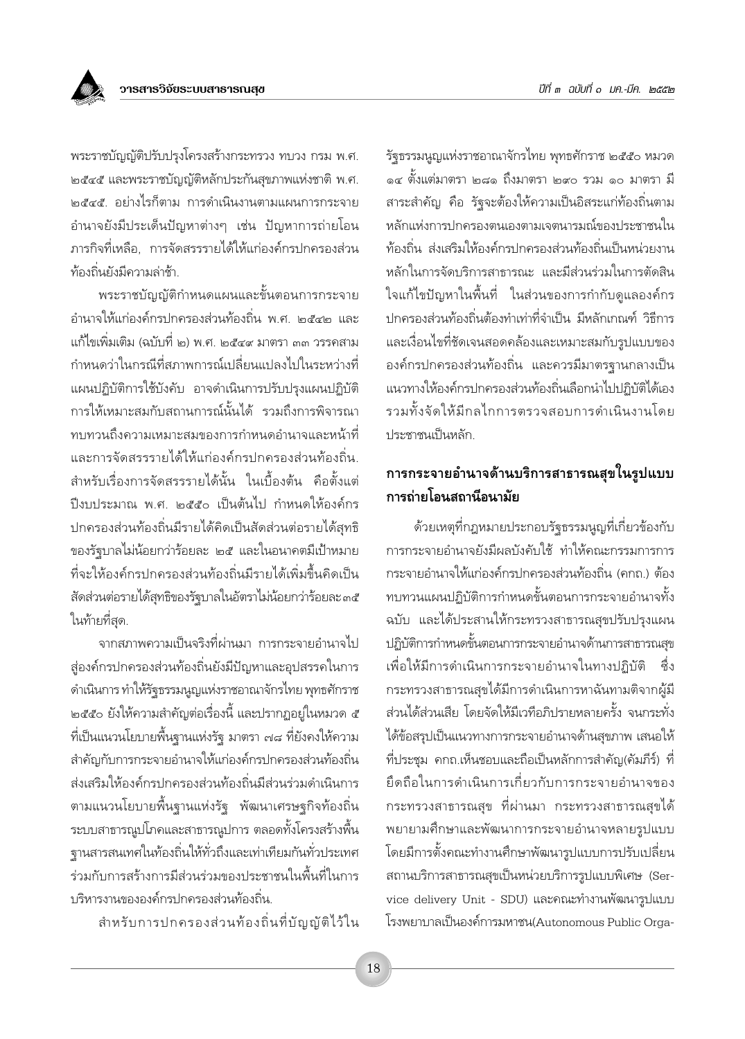พระราชบัญญัติปรับปรุงโครงสร้างกระทรวง ทบวง กรม พ.ศ. ๒๕๔๕ และพระราชบัญญัติหลักประกันสุขภาพแห่งชาติ พ.ศ. ๒๕๔๕. อย่างไรก็ตาม การดำเนินงานตามแผนการกระจายอำนาจยังมีประเด็นปัญหาต่างๆ เช่น ปัญหาการถ่ายโอนภารกิจที่เหลือ, การจัดสรรรายได้ให้แก่องค์กรปกครองส่วนท้องถิ่นยังมีความล่าช้า.

พระราชบัญญัติกำหนดแผนและขั้นตอนการกระจายอำนาจให้แก่องค์กรปกครองส่วนท้องถิ่น พ.ศ. ๒๕๔๒ และแก้ไขเพิ่มเติม (ฉบับที่ ๒) พ.ศ. ๒๕๔๙ มาตรา ๓๓ วรรคสาม กำหนดว่าในกรณีที่สภาพการณ์เปลี่ยนแปลงไปในระหว่างที่แผนปฏิบัติการใช้บังคับ อาจดำเนินการปรับปรุงแผนปฏิบัติการให้เหมาะสมกับสถานการณ์นั้นได้ รวมถึงการพิจารณาทบทวนถึงความเหมาะสมของการกำหนดอำนาจและหน้าที่และการจัดสรรรายได้ให้แก่องค์กรปกครองส่วนท้องถิ่น. สำหรับเรื่องการจัดสรรรายได้นั้น ในเบื้องต้น คือตั้งแต่ปีงบประมาณ พ.ศ. ๒๕๕๐ เป็นต้นไป กำหนดให้องค์กรปกครองส่วนท้องถิ่นมีรายได้คิดเป็นสัดส่วนต่อรายได้สุทธิของรัฐบาลไม่น้อยกว่าร้อยละ ๒๕ และในอนาคตมีเป้าหมายที่จะให้องค์กรปกครองส่วนท้องถิ่นมีรายได้เพิ่มขึ้นคิดเป็นสัดส่วนต่อรายได้สุทธิของรัฐบาลในอัตราไม่น้อยกว่าร้อยละ ๓๕ ในท้ายที่สุด.

จากสภาพความเป็นจริงที่ผ่านมา การกระจายอำนาจไปสู่องค์กรปกครองส่วนท้องถิ่นยังมีปัญหาและอุปสรรคในการดำเนินการ ทำให้รัฐธรรมนูญแห่งราชอาณาจักรไทย พุทธศักราช ๒๕๕๐ ยังให้ความสำคัญต่อเรื่องนี้ และปรากฏอยู่ในหมวด ๕ ที่เป็นแนวนโยบายพื้นฐานแห่งรัฐ มาตรา ๗๘ ที่ยังคงให้ความสำคัญกับการกระจายอำนาจให้แก่องค์กรปกครองส่วนท้องถิ่น ส่งเสริมให้องค์กรปกครองส่วนท้องถิ่นมีส่วนร่วมดำเนินการตามแนวนโยบายพื้นฐานแห่งรัฐ พัฒนาเศรษฐกิจท้องถิ่น ระบบสาธารณูปโภคและสาธารณูปการ ตลอดทั้งโครงสร้างพื้นฐานสารสนเทศในท้องถิ่นให้ทั่วถึงและเท่าเทียมกันทั่วประเทศ ร่วมกับการสร้างการมีส่วนร่วมของประชาชนในพื้นที่ในการบริหารงานขององค์กรปกครองส่วนท้องถิ่น.

สำหรับการปกครองส่วนท้องถิ่นที่บัญญัติไว้ในรัฐธรรมนูญแห่งราชอาณาจักรไทย พุทธศักราช ๒๕๕๐ หมวด ๑๔ ตั้งแต่มาตรา ๒๘๑ ถึงมาตรา ๒๙๐ รวม ๑๐ มาตรา มีสาระสำคัญ คือ รัฐจะต้องให้ความเป็นอิสระแก่ท้องถิ่นตามหลักแห่งการปกครองตนเองตามเจตนารมณ์ของประชาชนในท้องถิ่น ส่งเสริมให้องค์กรปกครองส่วนท้องถิ่นเป็นหน่วยงานหลักในการจัดบริการสาธารณะ และมีส่วนร่วมในการตัดสินใจแก้ไขปัญหาในพื้นที่ ในส่วนของการกำกับดูแลองค์กรปกครองส่วนท้องถิ่นต้องทำเท่าที่จำเป็น มีหลักเกณฑ์ วิธีการ และเงื่อนไขที่ชัดเจนสอดคล้องและเหมาะสมกับรูปแบบขององค์กรปกครองส่วนท้องถิ่น และควรมีมาตรฐานกลางเป็นแนวทางให้องค์กรปกครองส่วนท้องถิ่นเลือกนำไปปฏิบัติได้เอง รวมทั้งจัดให้มีกลไกการตรวจสอบการดำเนินงานโดยประชาชนเป็นหลัก.

## การกระจายอำนาจด้านบริการสาธารณสุขในรูปแบบการถ่ายโอนสถานีอนามัย

ด้วยเหตุที่กฎหมายประกอบรัฐธรรมนูญที่เกี่ยวข้องกับการกระจายอำนาจยังมีผลบังคับใช้ ทำให้คณะกรรมการการกระจายอำนาจให้แก่องค์กรปกครองส่วนท้องถิ่น (คกถ.) ต้องทบทวนแผนปฏิบัติการกำหนดขั้นตอนการกระจายอำนาจทั้งฉบับ และได้ประสานให้กระทรวงสาธารณสุขปรับปรุงแผนปฏิบัติการกำหนดขั้นตอนการกระจายอำนาจด้านการสาธารณสุข เพื่อให้มีการดำเนินการกระจายอำนาจในทางปฏิบัติ ซึ่งกระทรวงสาธารณสุขได้มีการดำเนินการหาฉันทามติจากผู้มีส่วนได้ส่วนเสีย โดยจัดให้มีเวทีอภิปรายหลายครั้ง จนกระทั่งได้ข้อสรุปเป็นแนวทางการกระจายอำนาจด้านสุขภาพ เสนอให้ที่ประชุม คกถ.เห็นชอบและถือเป็นหลักการสำคัญ(คัมภีร์) ที่ยึดถือในการดำเนินการเกี่ยวกับการกระจายอำนาจของกระทรวงสาธารณสุข ที่ผ่านมา กระทรวงสาธารณสุขได้พยายามศึกษาและพัฒนาการกระจายอำนาจหลายรูปแบบ โดยมีการตั้งคณะทำงานศึกษาพัฒนารูปแบบการปรับเปลี่ยนสถานบริการสาธารณสุขเป็นหน่วยบริการรูปแบบพิเศษ (Service delivery Unit - SDU) และคณะทำงานพัฒนารูปแบบโรงพยาบาลเป็นองค์การมหาชน(Autonomous Public Orga-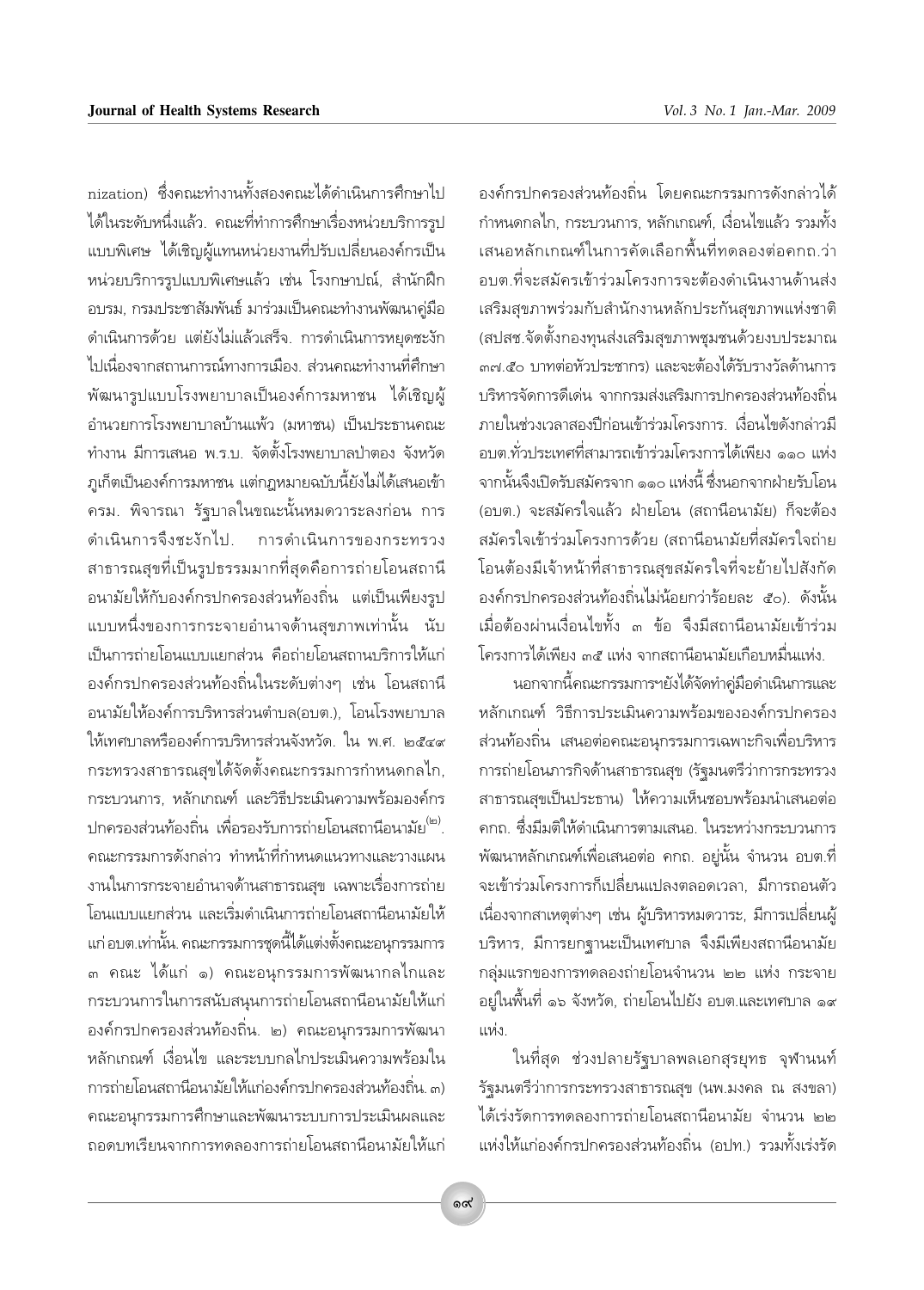nization) ซึ่งคณะทำงานทั้งสองคณะได้ดำเนินการศึกษาไปได้ในระดับหนึ่งแล้ว. คณะที่ทำการศึกษาเรื่องหน่วยบริการรูปแบบพิเศษ ได้เชิญผู้แทนหน่วยงานที่ปรับเปลี่ยนองค์กรเป็นหน่วยบริการรูปแบบพิเศษแล้ว เช่น โรงกษาปณ์, สำนักฝึกอบรม, กรมประชาสัมพันธ์ มาร่วมเป็นคณะทำงานพัฒนาคู่มือดำเนินการด้วย แต่ยังไม่แล้วเสร็จ. การดำเนินการหยุดชะงักไปเนื่องจากสถานการณ์ทางการเมือง. ส่วนคณะทำงานที่ศึกษาพัฒนารูปแบบโรงพยาบาลเป็นองค์การมหาชน ได้เชิญผู้อำนวยการโรงพยาบาลบ้านแพ้ว (มหาชน) เป็นประธานคณะทำงาน มีการเสนอ พ.ร.บ. จัดตั้งโรงพยาบาลป่าตอง จังหวัดภูเก็ตเป็นองค์การมหาชน แต่กฎหมายฉบับนี้ยังไม่ได้เสนอเข้า ครม. พิจารณา รัฐบาลในขณะนั้นหมดวาระลงก่อน การดำเนินการจึงชะงักไป. การดำเนินการของกระทรวงสาธารณสุขที่เป็นรูปธรรมมากที่สุดคือการถ่ายโอนสถานีอนามัยให้กับองค์กรปกครองส่วนท้องถิ่น แต่เป็นเพียงรูปแบบหนึ่งของการกระจายอำนาจด้านสุขภาพเท่านั้น นับเป็นการถ่ายโอนแบบแยกส่วน คือถ่ายโอนสถานบริการให้แก่องค์กรปกครองส่วนท้องถิ่นในระดับต่างๆ เช่น โอนสถานีอนามัยให้องค์การบริหารส่วนตำบล(อบต.), โอนโรงพยาบาลให้เทศบาลหรือองค์การบริหารส่วนจังหวัด. ใน พ.ศ. ๒๕๔๙ กระทรวงสาธารณสุขได้จัดตั้งคณะกรรมการกำหนดกลไก, กระบวนการ, หลักเกณฑ์ และวิธีประเมินความพร้อมองค์กรปกครองส่วนท้องถิ่น เพื่อรองรับการถ่ายโอนสถานีอนามัย[๒]. คณะกรรมการดังกล่าว ทำหน้าที่กำหนดแนวทางและวางแผนงานในการกระจายอำนาจด้านสาธารณสุข เฉพาะเรื่องการถ่ายโอนแบบแยกส่วน และเริ่มดำเนินการถ่ายโอนสถานีอนามัยให้แก่อบต.เท่านั้น. คณะกรรมการชุดนี้ได้แต่งตั้งคณะอนุกรรมการ ๓ คณะ ได้แก่ ๑) คณะอนุกรรมการพัฒนากลไกและกระบวนการในการสนับสนุนการถ่ายโอนสถานีอนามัยให้แก่องค์กรปกครองส่วนท้องถิ่น. ๒) คณะอนุกรรมการพัฒนาหลักเกณฑ์ เงื่อนไข และระบบกลไกประเมินความพร้อมในการถ่ายโอนสถานีอนามัยให้แก่องค์กรปกครองส่วนท้องถิ่น. ๓) คณะอนุกรรมการศึกษาและพัฒนาระบบการประเมินผลและถอดบทเรียนจากการทดลองการถ่ายโอนสถานีอนามัยให้แก่องค์กรปกครองส่วนท้องถิ่น โดยคณะกรรมการดังกล่าวได้กำหนดกลไก, กระบวนการ, หลักเกณฑ์, เงื่อนไขแล้ว รวมทั้งเสนอหลักเกณฑ์ในการคัดเลือกพื้นที่ทดลองต่อคกถ.ว่า อบต.ที่จะสมัครเข้าร่วมโครงการจะต้องดำเนินงานด้านส่งเสริมสุขภาพร่วมกับสำนักงานหลักประกันสุขภาพแห่งชาติ (สปสช.จัดตั้งกองทุนส่งเสริมสุขภาพชุมชนด้วยงบประมาณ ๓๗.๕๐ บาทต่อหัวประชากร) และจะต้องได้รับรางวัลด้านการบริหารจัดการดีเด่น จากกรมส่งเสริมการปกครองส่วนท้องถิ่นภายในช่วงเวลาสองปีก่อนเข้าร่วมโครงการ. เงื่อนไขดังกล่าวมีอบต.ทั่วประเทศที่สามารถเข้าร่วมโครงการได้เพียง ๑๑๐ แห่ง จากนั้นจึงเปิดรับสมัครจาก ๑๑๐ แห่งนี้ ซึ่งนอกจากฝ่ายรับโอน (อบต.) จะสมัครใจแล้ว ฝ่ายโอน (สถานีอนามัย) ก็จะต้องสมัครใจเข้าร่วมโครงการด้วย (สถานีอนามัยที่สมัครใจถ่ายโอนต้องมีเจ้าหน้าที่สาธารณสุขสมัครใจที่จะย้ายไปสังกัดองค์กรปกครองส่วนท้องถิ่นไม่น้อยกว่าร้อยละ ๕๐). ดังนั้น เมื่อต้องผ่านเงื่อนไขทั้ง ๓ ข้อ จึงมีสถานีอนามัยเข้าร่วมโครงการได้เพียง ๓๕ แห่ง จากสถานีอนามัยเกือบหมื่นแห่ง.

นอกจากนี้คณะกรรมการฯยังได้จัดทำคู่มือดำเนินการและหลักเกณฑ์ วิธีการประเมินความพร้อมขององค์กรปกครองส่วนท้องถิ่น เสนอต่อคณะอนุกรรมการเฉพาะกิจเพื่อบริหารการถ่ายโอนภารกิจด้านสาธารณสุข (รัฐมนตรีว่าการกระทรวงสาธารณสุขเป็นประธาน) ให้ความเห็นชอบพร้อมนำเสนอต่อ คกถ. ซึ่งมีมติให้ดำเนินการตามเสนอ. ในระหว่างกระบวนการพัฒนาหลักเกณฑ์เพื่อเสนอต่อ คกถ. อยู่นั้น จำนวน อบต.ที่จะเข้าร่วมโครงการก็เปลี่ยนแปลงตลอดเวลา, มีการถอนตัวเนื่องจากสาเหตุต่างๆ เช่น ผู้บริหารหมดวาระ, มีการเปลี่ยนผู้บริหาร, มีการยกฐานะเป็นเทศบาล จึงมีเพียงสถานีอนามัยกลุ่มแรกของการทดลองถ่ายโอนจำนวน ๒๒ แห่ง กระจายอยู่ในพื้นที่ ๑๖ จังหวัด, ถ่ายโอนไปยัง อบต.และเทศบาล ๑๙ แห่ง.

ในที่สุด ช่วงปลายรัฐบาลพลเอกสุรยุทธ จุฬานนท์ รัฐมนตรีว่าการกระทรวงสาธารณสุข (นพ.มงคล ณ สงขลา) ได้เร่งรัดการทดลองการถ่ายโอนสถานีอนามัย จำนวน ๒๒ แห่งให้แก่องค์กรปกครองส่วนท้องถิ่น (อปท.) รวมทั้งเร่งรัด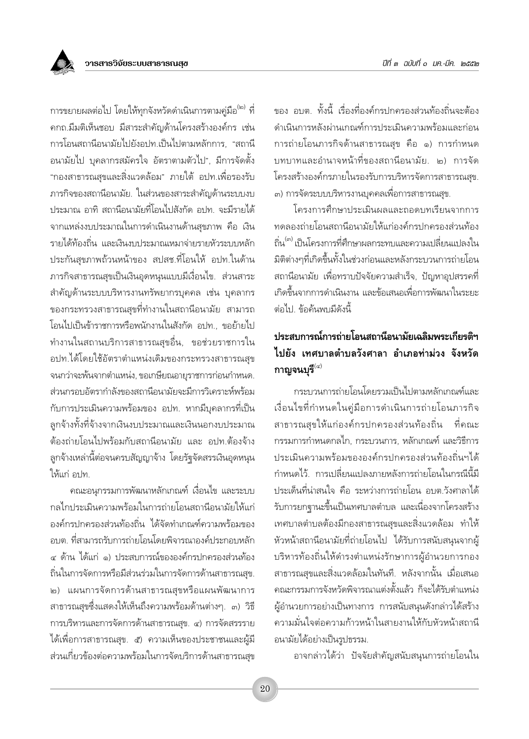การขยายผลต่อไป โดยให้ทุกจังหวัดดำเนินการตามคู่มือ[๒] ที่ คกถ.มีมติเห็นชอบ มีสาระสำคัญด้านโครงสร้างองค์กร เช่น การโอนสถานีอนามัยไปยังอปท.เป็นไปตามหลักการ, "สถานีอนามัยไป บุคลากรสมัครใจ อัตราตามตัวไป", มีการจัดตั้ง "กองสาธารณสุขและสิ่งแวดล้อม" ภายใต้ อปท.เพื่อรองรับภารกิจของสถานีอนามัย. ในส่วนของสาระสำคัญด้านระบบงบประมาณ อาทิ สถานีอนามัยที่โอนไปสังกัด อปท. จะมีรายได้จากแหล่งงบประมาณในการดำเนินงานด้านสุขภาพ คือ เงินรายได้ท้องถิ่น และเงินงบประมาณเหมาจ่ายรายหัวระบบหลักประกันสุขภาพถ้วนหน้าของ สปสช.ที่โอนให้ อปท.ในด้านภารกิจสาธารณสุขเป็นเงินอุดหนุนแบบมีเงื่อนไข. ส่วนสาระสำคัญด้านระบบบริหารงานทรัพยากรบุคคล เช่น บุคลากรของกระทรวงสาธารณสุขที่ทำงานในสถานีอนามัย สามารถโอนไปเป็นข้าราชการหรือพนักงานในสังกัด อปท., ขอย้ายไปทำงานในสถานบริการสาธารณสุขอื่น, ขอช่วยราชการใน อปท.ได้โดยใช้อัตราตำแหน่งเดิมของกระทรวงสาธารณสุขจนกว่าจะพ้นจากตำแหน่ง, ขอเกษียณอายุราชการก่อนกำหนด. ส่วนกรอบอัตรากำลังของสถานีอนามัยจะมีการวิเคราะห์พร้อมกับการประเมินความพร้อมของ อปท. หากมีบุคลากรที่เป็นลูกจ้างทั้งที่จ้างจากเงินงบประมาณและเงินนอกงบประมาณต้องถ่ายโอนไปพร้อมกับสถานีอนามัย และ อปท.ต้องจ้างลูกจ้างเหล่านี้ต่อจนครบสัญญาจ้าง โดยรัฐจัดสรรเงินอุดหนุนให้แก่ อปท.

คณะอนุกรรมการพัฒนาหลักเกณฑ์ เงื่อนไข และระบบกลไกประเมินความพร้อมในการถ่ายโอนสถานีอนามัยให้แก่องค์กรปกครองส่วนท้องถิ่น ได้จัดทำเกณฑ์ความพร้อมของ อบต. ที่สามารถรับการถ่ายโอนโดยพิจารณาองค์ประกอบหลัก ๔ ด้าน ได้แก่ ๑) ประสบการณ์ขององค์กรปกครองส่วนท้องถิ่นในการจัดการหรือมีส่วนร่วมในการจัดการด้านสาธารณสุข. ๒) แผนการจัดการด้านสาธารณสุขหรือแผนพัฒนาการสาธารณสุขซึ่งแสดงให้เห็นถึงความพร้อมด้านต่างๆ. ๓) วิธีการบริหารและการจัดการด้านสาธารณสุข. ๔) การจัดสรรรายได้เพื่อการสาธารณสุข. ๕) ความเห็นของประชาชนและผู้มีส่วนเกี่ยวข้องต่อความพร้อมในการจัดบริการด้านสาธารณสุขของ อบต. ทั้งนี้ เรื่องที่องค์กรปกครองส่วนท้องถิ่นจะต้องดำเนินการหลังผ่านเกณฑ์การประเมินความพร้อมและก่อนการถ่ายโอนภารกิจด้านสาธารณสุข คือ ๑) การกำหนดบทบาทและอำนาจหน้าที่ของสถานีอนามัย. ๒) การจัดโครงสร้างองค์กรภายในรองรับการบริหารจัดการสาธารณสุข. ๓) การจัดระบบบริหารงานบุคคลเพื่อการสาธารณสุข.

โครงการศึกษาประเมินผลและถอดบทเรียนจากการทดลองถ่ายโอนสถานีอนามัยให้แก่องค์กรปกครองส่วนท้องถิ่น[๓] เป็นโครงการที่ศึกษาผลกระทบและความเปลี่ยนแปลงในมิติต่างๆที่เกิดขึ้นทั้งในช่วงก่อนและหลังกระบวนการถ่ายโอนสถานีอนามัย เพื่อทราบปัจจัยความสำเร็จ, ปัญหาอุปสรรคที่เกิดขึ้นจากการดำเนินงาน และข้อเสนอเพื่อการพัฒนาในระยะต่อไป. ข้อค้นพบมีดังนี้

## ประสบการณ์การถ่ายโอนสถานีอนามัยเฉลิมพระเกียรติฯ ไปยัง เทศบาลตำบลวังศาลา อำเภอท่าม่วง จังหวัดกาญจนบุรี[๔]

กระบวนการถ่ายโอนโดยรวมเป็นไปตามหลักเกณฑ์และเงื่อนไขที่กำหนดในคู่มือการดำเนินการถ่ายโอนภารกิจสาธารณสุขให้แก่องค์กรปกครองส่วนท้องถิ่น ที่คณะกรรมการกำหนดกลไก, กระบวนการ, หลักเกณฑ์ และวิธีการประเมินความพร้อมขององค์กรปกครองส่วนท้องถิ่นฯได้กำหนดไว้. การเปลี่ยนแปลงภายหลังการถ่ายโอนในกรณีนี้มีประเด็นที่น่าสนใจ คือ ระหว่างการถ่ายโอน อบต.วังศาลาได้รับการยกฐานะขึ้นเป็นเทศบาลตำบล และเนื่องจากโครงสร้างเทศบาลตำบลต้องมีกองสาธารณสุขและสิ่งแวดล้อม ทำให้หัวหน้าสถานีอนามัยที่ถ่ายโอนไป ได้รับการสนับสนุนจากผู้บริหารท้องถิ่นให้ดำรงตำแหน่งรักษาการผู้อำนวยการกองสาธารณสุขและสิ่งแวดล้อมในทันที. หลังจากนั้น เมื่อเสนอคณะกรรมการจังหวัดพิจารณาแต่งตั้งแล้ว ก็จะได้รับตำแหน่งผู้อำนวยการอย่างเป็นทางการ การสนับสนุนดังกล่าวได้สร้างความมั่นใจต่อความก้าวหน้าในสายงานให้กับหัวหน้าสถานีอนามัยได้อย่างเป็นรูปธรรม.

อาจกล่าวได้ว่า ปัจจัยสำคัญสนับสนุนการถ่ายโอนใน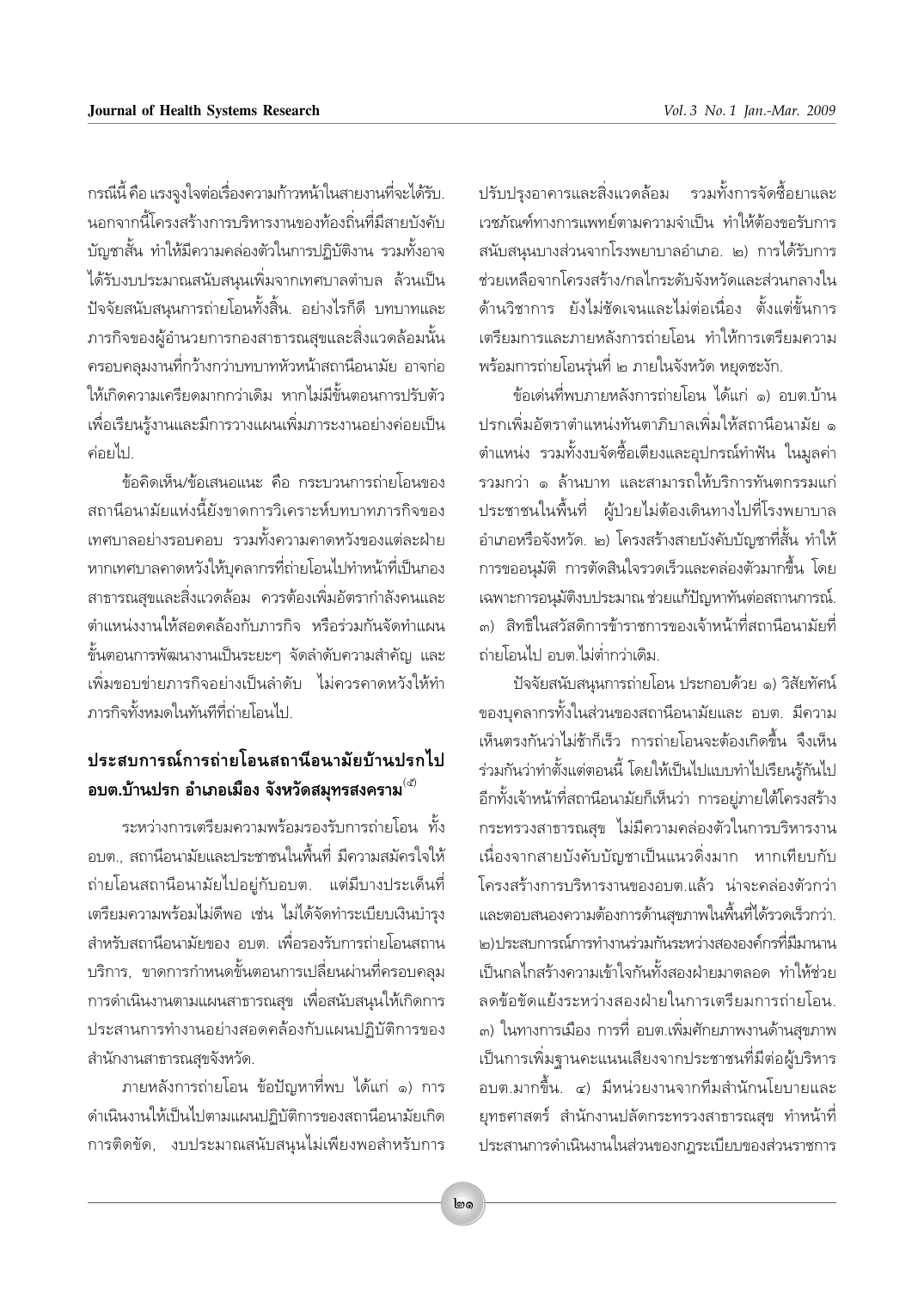กรณีนี้ คือ แรงจูงใจต่อเรื่องความก้าวหน้าในสายงานที่จะได้รับ. นอกจากนี้โครงสร้างการบริหารงานของท้องถิ่นที่มีสายบังคับบัญชาสั้น ทำให้มีความคล่องตัวในการปฏิบัติงาน รวมทั้งอาจได้รับงบประมาณสนับสนุนเพิ่มจากเทศบาลตำบล ล้วนเป็นปัจจัยสนับสนุนการถ่ายโอนทั้งสิ้น. อย่างไรก็ดี บทบาทและภารกิจของผู้อำนวยการกองสาธารณสุขและสิ่งแวดล้อมนั้นครอบคลุมงานที่กว้างกว่าบทบาทหัวหน้าสถานีอนามัย อาจก่อให้เกิดความเครียดมากกว่าเดิม หากไม่มีขั้นตอนการปรับตัวเพื่อเรียนรู้งานและมีการวางแผนเพิ่มภาระงานอย่างค่อยเป็นค่อยไป.

ข้อคิดเห็น/ข้อเสนอแนะ คือ กระบวนการถ่ายโอนของสถานีอนามัยแห่งนี้ยังขาดการวิเคราะห์บทบาทภารกิจของเทศบาลอย่างรอบคอบ รวมทั้งความคาดหวังของแต่ละฝ่าย หากเทศบาลคาดหวังให้บุคลากรที่ถ่ายโอนไปทำหน้าที่เป็นกองสาธารณสุขและสิ่งแวดล้อม ควรต้องเพิ่มอัตรากำลังคนและตำแหน่งงานให้สอดคล้องกับภารกิจ หรือร่วมกันจัดทำแผนขั้นตอนการพัฒนางานเป็นระยะๆ จัดลำดับความสำคัญ และเพิ่มขอบข่ายภารกิจอย่างเป็นลำดับ ไม่ควรคาดหวังให้ทำภารกิจทั้งหมดในทันทีที่ถ่ายโอนไป.

## ประสบการณ์การถ่ายโอนสถานีอนามัยบ้านปรกไป อบต.บ้านปรก อำเภอเมือง จังหวัดสมุทรสงคราม[๕]

ระหว่างการเตรียมความพร้อมรองรับการถ่ายโอน ทั้ง อบต., สถานีอนามัยและประชาชนในพื้นที่ มีความสมัครใจให้ถ่ายโอนสถานีอนามัยไปอยู่กับอบต. แต่มีบางประเด็นที่เตรียมความพร้อมไม่ดีพอ เช่น ไม่ได้จัดทำระเบียบเงินบำรุงสำหรับสถานีอนามัยของ อบต. เพื่อรองรับการถ่ายโอนสถานบริการ, ขาดการกำหนดขั้นตอนการเปลี่ยนผ่านที่ครอบคลุมการดำเนินงานตามแผนสาธารณสุข เพื่อสนับสนุนให้เกิดการประสานการทำงานอย่างสอดคล้องกับแผนปฏิบัติการของสำนักงานสาธารณสุขจังหวัด.

ภายหลังการถ่ายโอน ข้อปัญหาที่พบ ได้แก่ ๑) การดำเนินงานให้เป็นไปตามแผนปฏิบัติการของสถานีอนามัยเกิดการติดขัด, งบประมาณสนับสนุนไม่เพียงพอสำหรับการปรับปรุงอาคารและสิ่งแวดล้อม รวมทั้งการจัดซื้อยาและเวชภัณฑ์ทางการแพทย์ตามความจำเป็น ทำให้ต้องขอรับการสนับสนุนบางส่วนจากโรงพยาบาลอำเภอ. ๒) การได้รับการช่วยเหลือจากโครงสร้าง/กลไกระดับจังหวัดและส่วนกลางในด้านวิชาการ ยังไม่ชัดเจนและไม่ต่อเนื่อง ตั้งแต่ขั้นการเตรียมการและภายหลังการถ่ายโอน ทำให้การเตรียมความพร้อมการถ่ายโอนรุ่นที่ ๒ ภายในจังหวัด หยุดชะงัก.

ข้อเด่นที่พบภายหลังการถ่ายโอน ได้แก่ ๑) อบต.บ้านปรกเพิ่มอัตราตำแหน่งทันตาภิบาลเพิ่มให้สถานีอนามัย ๑ ตำแหน่ง รวมทั้งงบจัดซื้อเตียงและอุปกรณ์ทำฟัน ในมูลค่ารวมกว่า ๑ ล้านบาท และสามารถให้บริการทันตกรรมแก่ประชาชนในพื้นที่ ผู้ป่วยไม่ต้องเดินทางไปที่โรงพยาบาลอำเภอหรือจังหวัด. ๒) โครงสร้างสายบังคับบัญชาที่สั้น ทำให้การขออนุมัติ การตัดสินใจรวดเร็วและคล่องตัวมากขึ้น โดยเฉพาะการอนุมัติงบประมาณ ช่วยแก้ปัญหาทันต่อสถานการณ์. ๓) สิทธิในสวัสดิการข้าราชการของเจ้าหน้าที่สถานีอนามัยที่ถ่ายโอนไป อบต.ไม่ต่ำกว่าเดิม.

ปัจจัยสนับสนุนการถ่ายโอน ประกอบด้วย ๑) วิสัยทัศน์ของบุคลากรทั้งในส่วนของสถานีอนามัยและ อบต. มีความเห็นตรงกันว่าไม่ช้าก็เร็ว การถ่ายโอนจะต้องเกิดขึ้น จึงเห็นร่วมกันว่าทำตั้งแต่ตอนนี้ โดยให้เป็นไปแบบทำไปเรียนรู้กันไป อีกทั้งเจ้าหน้าที่สถานีอนามัยก็เห็นว่า การอยู่ภายใต้โครงสร้างกระทรวงสาธารณสุข ไม่มีความคล่องตัวในการบริหารงาน เนื่องจากสายบังคับบัญชาเป็นแนวดิ่งมาก หากเทียบกับโครงสร้างการบริหารงานของอบต.แล้ว น่าจะคล่องตัวกว่า และตอบสนองความต้องการด้านสุขภาพในพื้นที่ได้รวดเร็วกว่า. ๒)ประสบการณ์การทำงานร่วมกันระหว่างสององค์กรที่มีมานาน เป็นกลไกสร้างความเข้าใจกันทั้งสองฝ่ายมาตลอด ทำให้ช่วยลดข้อขัดแย้งระหว่างสองฝ่ายในการเตรียมการถ่ายโอน. ๓) ในทางการเมือง การที่ อบต.เพิ่มศักยภาพงานด้านสุขภาพ เป็นการเพิ่มฐานคะแนนเสียงจากประชาชนที่มีต่อผู้บริหาร อบต.มากขึ้น. ๔) มีหน่วยงานจากทีมสำนักนโยบายและยุทธศาสตร์ สำนักงานปลัดกระทรวงสาธารณสุข ทำหน้าที่ประสานการดำเนินงานในส่วนของกฎระเบียบของส่วนราชการ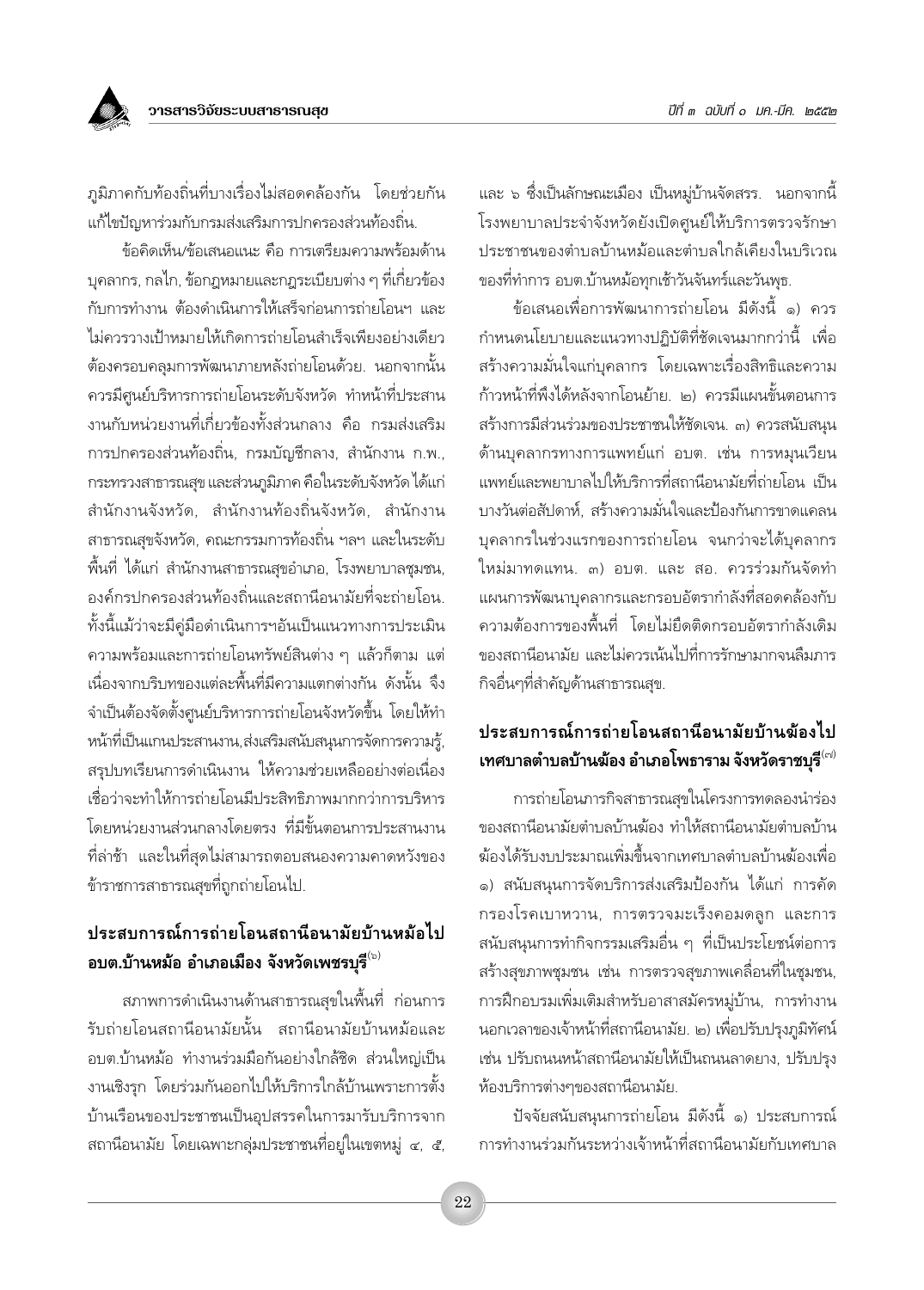ภูมิภาคกับท้องถิ่นที่บางเรื่องไม่สอดคล้องกัน โดยช่วยกันแก้ไขปัญหาร่วมกับกรมส่งเสริมการปกครองส่วนท้องถิ่น.

ข้อคิดเห็น/ข้อเสนอแนะ คือ การเตรียมความพร้อมด้านบุคลากร, กลไก, ข้อกฎหมายและกฎระเบียบต่าง ๆ ที่เกี่ยวข้องกับการทำงาน ต้องดำเนินการให้เสร็จก่อนการถ่ายโอนฯ และไม่ควรวางเป้าหมายให้เกิดการถ่ายโอนสำเร็จเพียงอย่างเดียว ต้องครอบคลุมการพัฒนาภายหลังถ่ายโอนด้วย. นอกจากนั้นควรมีศูนย์บริหารการถ่ายโอนระดับจังหวัด ทำหน้าที่ประสานงานกับหน่วยงานที่เกี่ยวข้องทั้งส่วนกลาง คือ กรมส่งเสริมการปกครองส่วนท้องถิ่น, กรมบัญชีกลาง, สำนักงาน ก.พ., กระทรวงสาธารณสุข และส่วนภูมิภาค คือในระดับจังหวัด ได้แก่ สำนักงานจังหวัด, สำนักงานท้องถิ่นจังหวัด, สำนักงานสาธารณสุขจังหวัด, คณะกรรมการท้องถิ่น ฯลฯ และในระดับพื้นที่ ได้แก่ สำนักงานสาธารณสุขอำเภอ, โรงพยาบาลชุมชน, องค์กรปกครองส่วนท้องถิ่นและสถานีอนามัยที่จะถ่ายโอน. ทั้งนี้แม้ว่าจะมีคู่มือดำเนินการฯอันเป็นแนวทางการประเมินความพร้อมและการถ่ายโอนทรัพย์สินต่าง ๆ แล้วก็ตาม แต่เนื่องจากบริบทของแต่ละพื้นที่มีความแตกต่างกัน ดังนั้น จึงจำเป็นต้องจัดตั้งศูนย์บริหารการถ่ายโอนจังหวัดขึ้น โดยให้ทำหน้าที่เป็นแกนประสานงาน,ส่งเสริมสนับสนุนการจัดการความรู้, สรุปบทเรียนการดำเนินงาน ให้ความช่วยเหลืออย่างต่อเนื่อง เชื่อว่าจะทำให้การถ่ายโอนมีประสิทธิภาพมากกว่าการบริหารโดยหน่วยงานส่วนกลางโดยตรง ที่มีขั้นตอนการประสานงานที่ล่าช้า และในที่สุดไม่สามารถตอบสนองความคาดหวังของข้าราชการสาธารณสุขที่ถูกถ่ายโอนไป.

## ประสบการณ์การถ่ายโอนสถานีอนามัยบ้านหม้อไป อบต.บ้านหม้อ อำเภอเมือง จังหวัดเพชรบุรี[๖]

สภาพการดำเนินงานด้านสาธารณสุขในพื้นที่ ก่อนการรับถ่ายโอนสถานีอนามัยนั้น สถานีอนามัยบ้านหม้อและ อบต.บ้านหม้อ ทำงานร่วมมือกันอย่างใกล้ชิด ส่วนใหญ่เป็นงานเชิงรุก โดยร่วมกันออกไปให้บริการใกล้บ้านเพราะการตั้งบ้านเรือนของประชาชนเป็นอุปสรรคในการมารับบริการจากสถานีอนามัย โดยเฉพาะกลุ่มประชาชนที่อยู่ในเขตหมู่ ๔, ๕, และ ๖ ซึ่งเป็นลักษณะเมือง เป็นหมู่บ้านจัดสรร. นอกจากนี้โรงพยาบาลประจำจังหวัดยังเปิดศูนย์ให้บริการตรวจรักษาประชาชนของตำบลบ้านหม้อและตำบลใกล้เคียงในบริเวณของที่ทำการ อบต.บ้านหม้อทุกเช้าวันจันทร์และวันพุธ.

ข้อเสนอเพื่อการพัฒนาการถ่ายโอน มีดังนี้ ๑) ควรกำหนดนโยบายและแนวทางปฏิบัติที่ชัดเจนมากกว่านี้ เพื่อสร้างความมั่นใจแก่บุคลากร โดยเฉพาะเรื่องสิทธิและความก้าวหน้าที่พึงได้หลังจากโอนย้าย. ๒) ควรมีแผนขั้นตอนการสร้างการมีส่วนร่วมของประชาชนให้ชัดเจน. ๓) ควรสนับสนุนด้านบุคลากรทางการแพทย์แก่ อบต. เช่น การหมุนเวียนแพทย์และพยาบาลไปให้บริการที่สถานีอนามัยที่ถ่ายโอน เป็นบางวันต่อสัปดาห์, สร้างความมั่นใจและป้องกันการขาดแคลนบุคลากรในช่วงแรกของการถ่ายโอน จนกว่าจะได้บุคลากรใหม่มาทดแทน. ๓) อบต. และ สอ. ควรร่วมกันจัดทำแผนการพัฒนาบุคลากรและกรอบอัตรากำลังที่สอดคล้องกับความต้องการของพื้นที่ โดยไม่ยึดติดกรอบอัตรากำลังเดิมของสถานีอนามัย และไม่ควรเน้นไปที่การรักษามากจนลืมภารกิจอื่นๆที่สำคัญด้านสาธารณสุข.

## ประสบการณ์การถ่ายโอนสถานีอนามัยบ้านฆ้องไปเทศบาลตำบลบ้านฆ้อง อำเภอโพธาราม จังหวัดราชบุรี[๗]

การถ่ายโอนภารกิจสาธารณสุขในโครงการทดลองนำร่องของสถานีอนามัยตำบลบ้านฆ้อง ทำให้สถานีอนามัยตำบลบ้านฆ้องได้รับงบประมาณเพิ่มขึ้นจากเทศบาลตำบลบ้านฆ้องเพื่อ ๑) สนับสนุนการจัดบริการส่งเสริมป้องกัน ได้แก่ การคัดกรองโรคเบาหวาน, การตรวจมะเร็งคอมดลูก และการสนับสนุนการทำกิจกรรมเสริมอื่น ๆ ที่เป็นประโยชน์ต่อการสร้างสุขภาพชุมชน เช่น การตรวจสุขภาพเคลื่อนที่ในชุมชน, การฝึกอบรมเพิ่มเติมสำหรับอาสาสมัครหมู่บ้าน, การทำงานนอกเวลาของเจ้าหน้าที่สถานีอนามัย. ๒) เพื่อปรับปรุงภูมิทัศน์ เช่น ปรับถนนหน้าสถานีอนามัยให้เป็นถนนลาดยาง, ปรับปรุงห้องบริการต่างๆของสถานีอนามัย.

ปัจจัยสนับสนุนการถ่ายโอน มีดังนี้ ๑) ประสบการณ์การทำงานร่วมกันระหว่างเจ้าหน้าที่สถานีอนามัยกับเทศบาล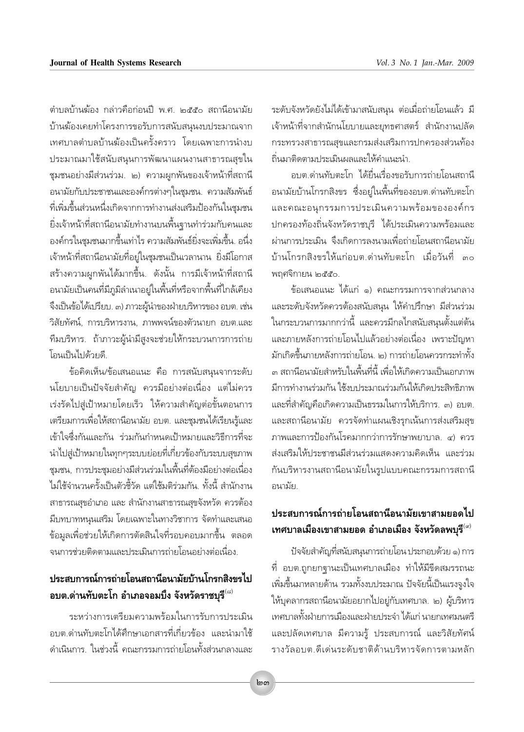ตำบลบ้านฆ้อง กล่าวคือก่อนปี พ.ศ. ๒๕๕๐ สถานีอนามัยบ้านฆ้องเคยทำโครงการขอรับการสนับสนุนงบประมาณจากเทศบาลตำบลบ้านฆ้องเป็นครั้งคราว โดยเฉพาะการนำงบประมาณมาใช้สนับสนุนการพัฒนาแผนงานสาธารณสุขในชุมชนอย่างมีส่วนร่วม. ๒) ความผูกพันของเจ้าหน้าที่สถานีอนามัยกับประชาชนและองค์กรต่างๆในชุมชน. ความสัมพันธ์ที่เพิ่มขึ้นส่วนหนึ่งเกิดจากการทำงานส่งเสริมป้องกันในชุมชน ยิ่งเจ้าหน้าที่สถานีอนามัยทำงานบนพื้นฐานทำร่วมกับคนและองค์กรในชุมชนมากขึ้นเท่าไร ความสัมพันธ์ยิ่งจะเพิ่มขึ้น. อนึ่ง เจ้าหน้าที่สถานีอนามัยที่อยู่ในชุมชนเป็นเวลานาน ยิ่งมีโอกาสสร้างความผูกพันได้มากขึ้น. ดังนั้น การมีเจ้าหน้าที่สถานีอนามัยเป็นคนที่มีภูมิลำเนาอยู่ในพื้นที่หรือจากพื้นที่ใกล้เคียงจึงเป็นข้อได้เปรียบ. ๓) ภาวะผู้นำของฝ่ายบริหารของ อบต. เช่น วิสัยทัศน์, การบริหารงาน, ภาพพจน์ของตัวนายก อบต.และทีมบริหาร. ถ้าภาวะผู้นำมีสูงจะช่วยให้กระบวนการการถ่ายโอนเป็นไปด้วยดี.

ข้อคิดเห็น/ข้อเสนอแนะ คือ การสนับสนุนจากระดับนโยบายเป็นปัจจัยสำคัญ ควรมีอย่างต่อเนื่อง แต่ไม่ควรเร่งรัดไปสู่เป้าหมายโดยเร็ว ให้ความสำคัญต่อขั้นตอนการเตรียมการเพื่อให้สถานีอนามัย อบต. และชุมชนได้เรียนรู้และเข้าใจซึ่งกันและกัน ร่วมกันกำหนดเป้าหมายและวิธีการที่จะนำไปสู่เป้าหมายในทุกๆระบบย่อยที่เกี่ยวข้องกับระบบสุขภาพชุมชน, การประชุมอย่างมีส่วนร่วมในพื้นที่ต้องมีอย่างต่อเนื่อง ไม่ใช่จำนวนครั้งเป็นตัวชี้วัด แต่ใช้มติร่วมกัน. ทั้งนี้ สำนักงานสาธารณสุขอำเภอ และ สำนักงานสาธารณสุขจังหวัด ควรต้องมีบทบาทหนุนเสริม โดยเฉพาะในทางวิชาการ จัดทำและเสนอข้อมูลเพื่อช่วยให้เกิดการตัดสินใจที่รอบคอบมากขึ้น ตลอดจนการช่วยติดตามและประเมินการถ่ายโอนอย่างต่อเนื่อง.

## ประสบการณ์การถ่ายโอนสถานีอนามัยบ้านโกรกสิงขรไปอบต.ด่านทับตะโก อำเภอจอมบึง จังหวัดราชบุรี[๘]

ระหว่างการเตรียมความพร้อมในการรับการประเมิน อบต.ด่านทับตะโกได้ศึกษาเอกสารที่เกี่ยวข้อง และนำมาใช้ดำเนินการ. ในช่วงนี้ คณะกรรมการถ่ายโอนทั้งส่วนกลางและระดับจังหวัดยังไม่ได้เข้ามาสนับสนุน ต่อเมื่อถ่ายโอนแล้ว มีเจ้าหน้าที่จากสำนักนโยบายและยุทธศาสตร์ สำนักงานปลัดกระทรวงสาธารณสุขและกรมส่งเสริมการปกครองส่วนท้องถิ่นมาติดตามประเมินผลและให้คำแนะนำ.

อบต.ด่านทับตะโก ได้ยื่นเรื่องขอรับการถ่ายโอนสถานีอนามัยบ้านโกรกสิงขร ซึ่งอยู่ในพื้นที่ของอบต.ด่านทับตะโก และคณะอนุกรรมการประเมินความพร้อมขององค์กรปกครองท้องถิ่นจังหวัดราชบุรี ได้ประเมินความพร้อมและผ่านการประเมิน จึงเกิดการลงนามเพื่อถ่ายโอนสถานีอนามัยบ้านโกรกสิงขรให้แก่อบต.ด่านทับตะโก เมื่อวันที่ ๓๐ พฤศจิกายน ๒๕๕๐.

ข้อเสนอแนะ ได้แก่ ๑) คณะกรรมการจากส่วนกลางและระดับจังหวัดควรต้องสนับสนุน ให้คำปรึกษา มีส่วนร่วมในกระบวนการมากกว่านี้ และควรมีกลไกสนับสนุนตั้งแต่ต้นและภายหลังการถ่ายโอนไปแล้วอย่างต่อเนื่อง เพราะปัญหามักเกิดขึ้นภายหลังการถ่ายโอน. ๒) การถ่ายโอนควรกระทำทั้ง ๓ สถานีอนามัยสำหรับในพื้นที่นี้ เพื่อให้เกิดความเป็นเอกภาพ มีการทำงานร่วมกัน ใช้งบประมาณร่วมกันให้เกิดประสิทธิภาพ และที่สำคัญคือเกิดความเป็นธรรมในการให้บริการ. ๓) อบต. และสถานีอนามัย ควรจัดทำแผนเชิงรุกเน้นการส่งเสริมสุขภาพและการป้องกันโรคมากกว่าการรักษาพยาบาล. ๔) ควรส่งเสริมให้ประชาชนมีส่วนร่วมแสดงความคิดเห็น และร่วมกันบริหารงานสถานีอนามัยในรูปแบบคณะกรรมการสถานีอนามัย.

## ประสบการณ์การถ่ายโอนสถานีอนามัยเขาสามยอดไปเทศบาลเมืองเขาสามยอด อำเภอเมือง จังหวัดลพบุรี[๙]

ปัจจัยสำคัญที่สนับสนุนการถ่ายโอน ประกอบด้วย ๑) การที่ อบต.ถูกยกฐานะเป็นเทศบาลเมือง ทำให้มีขีดสมรรถนะเพิ่มขึ้นมาหลายด้าน รวมทั้งงบประมาณ ปัจจัยนี้เป็นแรงจูงใจให้บุคลากรสถานีอนามัยอยากไปอยู่กับเทศบาล. ๒) ผู้บริหารเทศบาลทั้งฝ่ายการเมืองและฝ่ายประจำ ได้แก่ นายกเทศมนตรีและปลัดเทศบาล มีความรู้ ประสบการณ์ และวิสัยทัศน์ รางวัลอบต.ดีเด่นระดับชาติด้านบริหารจัดการตามหลัก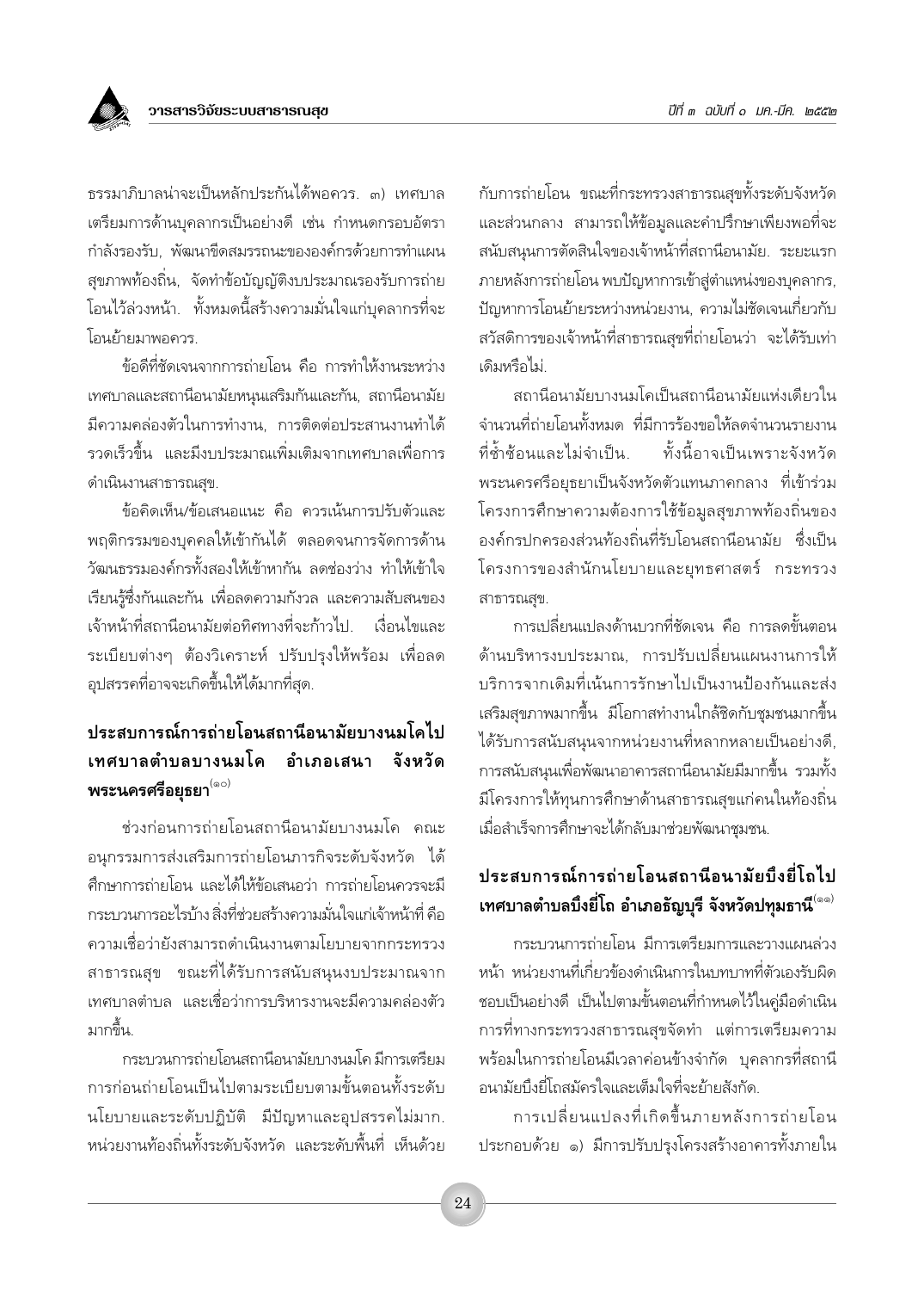ธรรมาภิบาลน่าจะเป็นหลักประกันได้พอควร. ๓) เทศบาลเตรียมการด้านบุคลากรเป็นอย่างดี เช่น กำหนดกรอบอัตรากำลังรองรับ, พัฒนาขีดสมรรถนะขององค์กรด้วยการทำแผนสุขภาพท้องถิ่น, จัดทำข้อบัญญัติงบประมาณรองรับการถ่ายโอนไว้ล่วงหน้า. ทั้งหมดนี้สร้างความมั่นใจแก่บุคลากรที่จะโอนย้ายมาพอควร.

ข้อดีที่ชัดเจนจากการถ่ายโอน คือ การทำให้งานระหว่างเทศบาลและสถานีอนามัยหนุนเสริมกันและกัน, สถานีอนามัยมีความคล่องตัวในการทำงาน, การติดต่อประสานงานทำได้รวดเร็วขึ้น และมีงบประมาณเพิ่มเติมจากเทศบาลเพื่อการดำเนินงานสาธารณสุข.

ข้อคิดเห็น/ข้อเสนอแนะ คือ ควรเน้นการปรับตัวและพฤติกรรมของบุคคลให้เข้ากันได้ ตลอดจนการจัดการด้านวัฒนธรรมองค์กรทั้งสองให้เข้าหากัน ลดช่องว่าง ทำให้เข้าใจเรียนรู้ซึ่งกันและกัน เพื่อลดความกังวล และความสับสนของเจ้าหน้าที่สถานีอนามัยต่อทิศทางที่จะก้าวไป. เงื่อนไขและระเบียบต่างๆ ต้องวิเคราะห์ ปรับปรุงให้พร้อม เพื่อลดอุปสรรคที่อาจจะเกิดขึ้นให้ได้มากที่สุด.

## ประสบการณ์การถ่ายโอนสถานีอนามัยบางนมโคไปเทศบาลตำบลบางนมโค อำเภอเสนา จังหวัดพระนครศรีอยุธยา[๑๐]

ช่วงก่อนการถ่ายโอนสถานีอนามัยบางนมโค คณะอนุกรรมการส่งเสริมการถ่ายโอนภารกิจระดับจังหวัด ได้ศึกษาการถ่ายโอน และได้ให้ข้อเสนอว่า การถ่ายโอนควรจะมีกระบวนการอะไรบ้าง สิ่งที่ช่วยสร้างความมั่นใจแก่เจ้าหน้าที่ คือ ความเชื่อว่ายังสามารถดำเนินงานตามนโยบายจากกระทรวงสาธารณสุข ขณะที่ได้รับการสนับสนุนงบประมาณจากเทศบาลตำบล และเชื่อว่าการบริหารงานจะมีความคล่องตัวมากขึ้น.

กระบวนการถ่ายโอนสถานีอนามัยบางนมโค มีการเตรียมการก่อนถ่ายโอนเป็นไปตามระเบียบตามขั้นตอนทั้งระดับนโยบายและระดับปฏิบัติ มีปัญหาและอุปสรรคไม่มาก. หน่วยงานท้องถิ่นทั้งระดับจังหวัด และระดับพื้นที่ เห็นด้วยกับการถ่ายโอน ขณะที่กระทรวงสาธารณสุขทั้งระดับจังหวัดและส่วนกลาง สามารถให้ข้อมูลและคำปรึกษาเพียงพอที่จะสนับสนุนการตัดสินใจของเจ้าหน้าที่สถานีอนามัย. ระยะแรกภายหลังการถ่ายโอน พบปัญหาการเข้าสู่ตำแหน่งของบุคลากร, ปัญหาการโอนย้ายระหว่างหน่วยงาน, ความไม่ชัดเจนเกี่ยวกับสวัสดิการของเจ้าหน้าที่สาธารณสุขที่ถ่ายโอนว่า จะได้รับเท่าเดิมหรือไม่.

สถานีอนามัยบางนมโคเป็นสถานีอนามัยแห่งเดียวในจำนวนที่ถ่ายโอนทั้งหมด ที่มีการร้องขอให้ลดจำนวนรายงานที่ซ้ำซ้อนและไม่จำเป็น. ทั้งนี้อาจเป็นเพราะจังหวัดพระนครศรีอยุธยาเป็นจังหวัดตัวแทนภาคกลาง ที่เข้าร่วมโครงการศึกษาความต้องการใช้ข้อมูลสุขภาพท้องถิ่นขององค์กรปกครองส่วนท้องถิ่นที่รับโอนสถานีอนามัย ซึ่งเป็นโครงการของสำนักนโยบายและยุทธศาสตร์ กระทรวงสาธารณสุข.

การเปลี่ยนแปลงด้านบวกที่ชัดเจน คือ การลดขั้นตอนด้านบริหารงบประมาณ, การปรับเปลี่ยนแผนงานการให้บริการจากเดิมที่เน้นการรักษาไปเป็นงานป้องกันและส่งเสริมสุขภาพมากขึ้น มีโอกาสทำงานใกล้ชิดกับชุมชนมากขึ้น ได้รับการสนับสนุนจากหน่วยงานที่หลากหลายเป็นอย่างดี, การสนับสนุนเพื่อพัฒนาอาคารสถานีอนามัยมีมากขึ้น รวมทั้งมีโครงการให้ทุนการศึกษาด้านสาธารณสุขแก่คนในท้องถิ่นเมื่อสำเร็จการศึกษาจะได้กลับมาช่วยพัฒนาชุมชน.

## ประสบการณ์การถ่ายโอนสถานีอนามัยบึงยี่โถไปเทศบาลตำบลบึงยี่โถ อำเภอธัญบุรี จังหวัดปทุมธานี[๑๑]

กระบวนการถ่ายโอน มีการเตรียมการและวางแผนล่วงหน้า หน่วยงานที่เกี่ยวข้องดำเนินการในบทบาทที่ตัวเองรับผิดชอบเป็นอย่างดี เป็นไปตามขั้นตอนที่กำหนดไว้ในคู่มือดำเนินการที่ทางกระทรวงสาธารณสุขจัดทำ แต่การเตรียมความพร้อมในการถ่ายโอนมีเวลาค่อนข้างจำกัด บุคลากรที่สถานีอนามัยบึงยี่โถสมัครใจและเต็มใจที่จะย้ายสังกัด.

การเปลี่ยนแปลงที่เกิดขึ้นภายหลังการถ่ายโอนประกอบด้วย ๑) มีการปรับปรุงโครงสร้างอาคารทั้งภายใน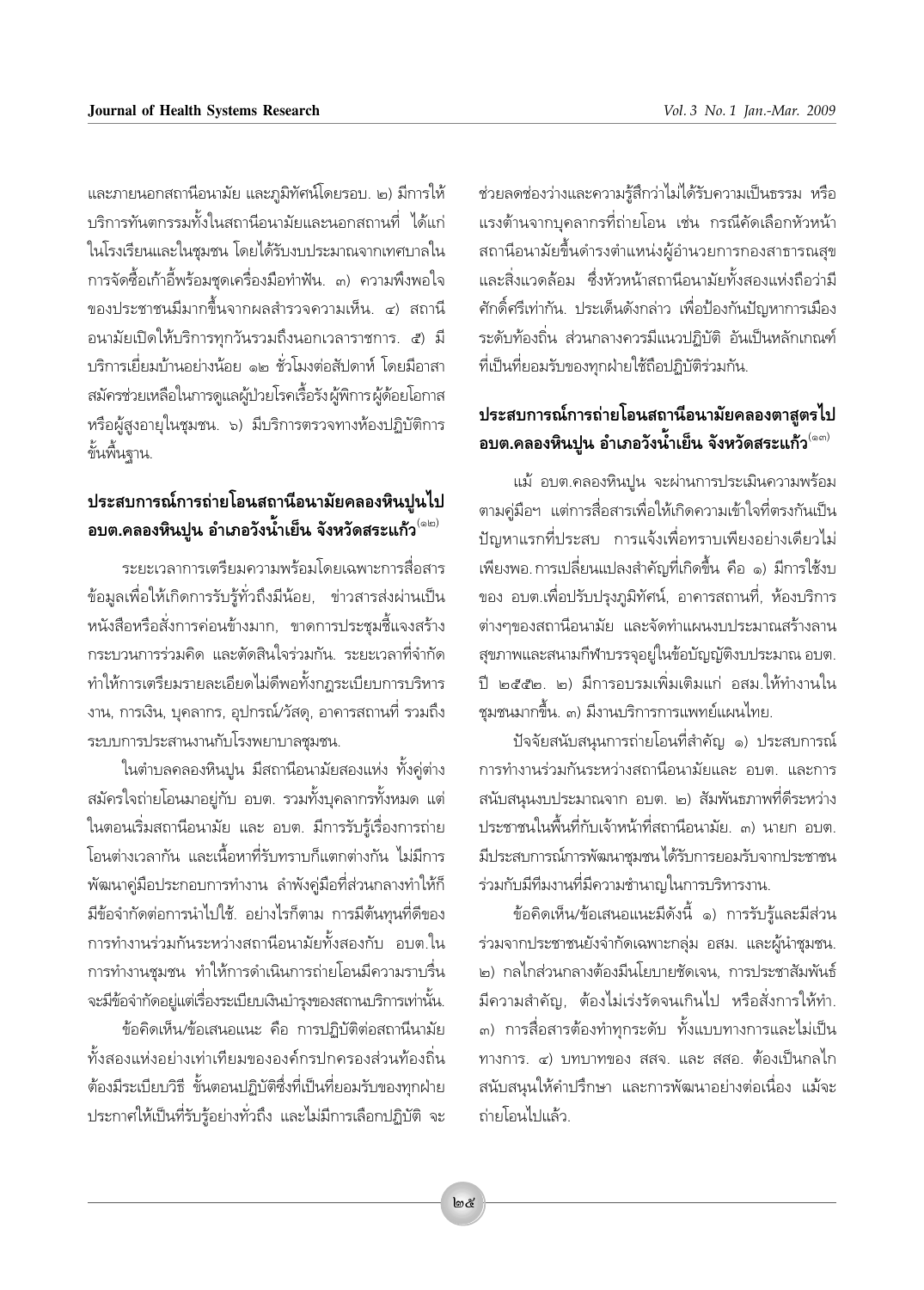และภายนอกสถานีอนามัย และภูมิทัศน์โดยรอบ. ๒) มีการให้บริการทันตกรรมทั้งในสถานีอนามัยและนอกสถานที่ ได้แก่ ในโรงเรียนและในชุมชน โดยได้รับงบประมาณจากเทศบาลในการจัดซื้อเก้าอี้พร้อมชุดเครื่องมือทำฟัน. ๓) ความพึงพอใจของประชาชนมีมากขึ้นจากผลสำรวจความเห็น. ๔) สถานีอนามัยเปิดให้บริการทุกวันรวมถึงนอกเวลาราชการ. ๕) มีบริการเยี่ยมบ้านอย่างน้อย ๑๒ ชั่วโมงต่อสัปดาห์ โดยมีอาสาสมัครช่วยเหลือในการดูแลผู้ป่วยโรคเรื้อรังผู้พิการผู้ด้อยโอกาส หรือผู้สูงอายุในชุมชน. ๖) มีบริการตรวจทางห้องปฏิบัติการขั้นพื้นฐาน.

## ประสบการณ์การถ่ายโอนสถานีอนามัยคลองหินปูนไป อบต.คลองหินปูน อำเภอวังน้ำเย็น จังหวัดสระแก้ว[๑๒]

ระยะเวลาการเตรียมความพร้อมโดยเฉพาะการสื่อสารข้อมูลเพื่อให้เกิดการรับรู้ทั่วถึงมีน้อย, ข่าวสารส่งผ่านเป็นหนังสือหรือสั่งการค่อนข้างมาก, ขาดการประชุมชี้แจงสร้างกระบวนการร่วมคิด และตัดสินใจร่วมกัน. ระยะเวลาที่จำกัดทำให้การเตรียมรายละเอียดไม่ดีพอทั้งกฎระเบียบการบริหารงาน, การเงิน, บุคลากร, อุปกรณ์/วัสดุ, อาคารสถานที่ รวมถึงระบบการประสานงานกับโรงพยาบาลชุมชน.

ในตำบลคลองหินปูน มีสถานีอนามัยสองแห่ง ทั้งคู่ต่างสมัครใจถ่ายโอนมาอยู่กับ อบต. รวมทั้งบุคลากรทั้งหมด แต่ในตอนเริ่มสถานีอนามัย และ อบต. มีการรับรู้เรื่องการถ่ายโอนต่างเวลากัน และเนื้อหาที่รับทราบก็แตกต่างกัน ไม่มีการพัฒนาคู่มือประกอบการทำงาน ลำพังคู่มือที่ส่วนกลางทำให้ก็มีข้อจำกัดต่อการนำไปใช้. อย่างไรก็ตาม การมีต้นทุนที่ดีของการทำงานร่วมกันระหว่างสถานีอนามัยทั้งสองกับ อบต.ในการทำงานชุมชน ทำให้การดำเนินการถ่ายโอนมีความราบรื่น จะมีข้อจำกัดอยู่แต่เรื่องระเบียบเงินบำรุงของสถานบริการเท่านั้น.

ข้อคิดเห็น/ข้อเสนอแนะ คือ การปฏิบัติต่อสถานีอนามัยทั้งสองแห่งอย่างเท่าเทียมขององค์กรปกครองส่วนท้องถิ่น ต้องมีระเบียบวิธี ขั้นตอนปฏิบัติซึ่งที่เป็นที่ยอมรับของทุกฝ่าย ประกาศให้เป็นที่รับรู้อย่างทั่วถึง และไม่มีการเลือกปฏิบัติ จะช่วยลดช่องว่างและความรู้สึกว่าไม่ได้รับความเป็นธรรม หรือแรงต้านจากบุคลากรที่ถ่ายโอน เช่น กรณีคัดเลือกหัวหน้าสถานีอนามัยขึ้นดำรงตำแหน่งผู้อำนวยการกองสาธารณสุขและสิ่งแวดล้อม ซึ่งหัวหน้าสถานีอนามัยทั้งสองแห่งถือว่ามีศักดิ์ศรีเท่ากัน. ประเด็นดังกล่าว เพื่อป้องกันปัญหาการเมืองระดับท้องถิ่น ส่วนกลางควรมีแนวปฏิบัติ อันเป็นหลักเกณฑ์ที่เป็นที่ยอมรับของทุกฝ่ายใช้ถือปฏิบัติร่วมกัน.

## ประสบการณ์การถ่ายโอนสถานีอนามัยคลองตาสูตรไป อบต.คลองหินปูน อำเภอวังน้ำเย็น จังหวัดสระแก้ว[๑๓]

แม้ อบต.คลองหินปูน จะผ่านการประเมินความพร้อมตามคู่มือฯ แต่การสื่อสารเพื่อให้เกิดความเข้าใจที่ตรงกันเป็นปัญหาแรกที่ประสบ การแจ้งเพื่อทราบเพียงอย่างเดียวไม่เพียงพอ. การเปลี่ยนแปลงสำคัญที่เกิดขึ้น คือ ๑) มีการใช้งบของ อบต.เพื่อปรับปรุงภูมิทัศน์, อาคารสถานที่, ห้องบริการต่างๆของสถานีอนามัย และจัดทำแผนงบประมาณสร้างลานสุขภาพและสนามกีฬาบรรจุอยู่ในข้อบัญญัติงบประมาณ อบต. ปี ๒๕๕๒. ๒) มีการอบรมเพิ่มเติมแก่ อสม.ให้ทำงานในชุมชนมากขึ้น. ๓) มีงานบริการการแพทย์แผนไทย.

ปัจจัยสนับสนุนการถ่ายโอนที่สำคัญ ๑) ประสบการณ์การทำงานร่วมกันระหว่างสถานีอนามัยและ อบต. และการสนับสนุนงบประมาณจาก อบต. ๒) สัมพันธภาพที่ดีระหว่างประชาชนในพื้นที่กับเจ้าหน้าที่สถานีอนามัย. ๓) นายก อบต.มีประสบการณ์การพัฒนาชุมชนได้รับการยอมรับจากประชาชนร่วมกับมีทีมงานที่มีความชำนาญในการบริหารงาน.

ข้อคิดเห็น/ข้อเสนอแนะมีดังนี้ ๑) การรับรู้และมีส่วนร่วมจากประชาชนยังจำกัดเฉพาะกลุ่ม อสม. และผู้นำชุมชน. ๒) กลไกส่วนกลางต้องมีนโยบายชัดเจน, การประชาสัมพันธ์มีความสำคัญ, ต้องไม่เร่งรัดจนเกินไป หรือสั่งการให้ทำ. ๓) การสื่อสารต้องทำทุกระดับ ทั้งแบบทางการและไม่เป็นทางการ. ๔) บทบาทของ สสจ. และ สสอ. ต้องเป็นกลไกสนับสนุนให้คำปรึกษา และการพัฒนาอย่างต่อเนื่อง แม้จะถ่ายโอนไปแล้ว.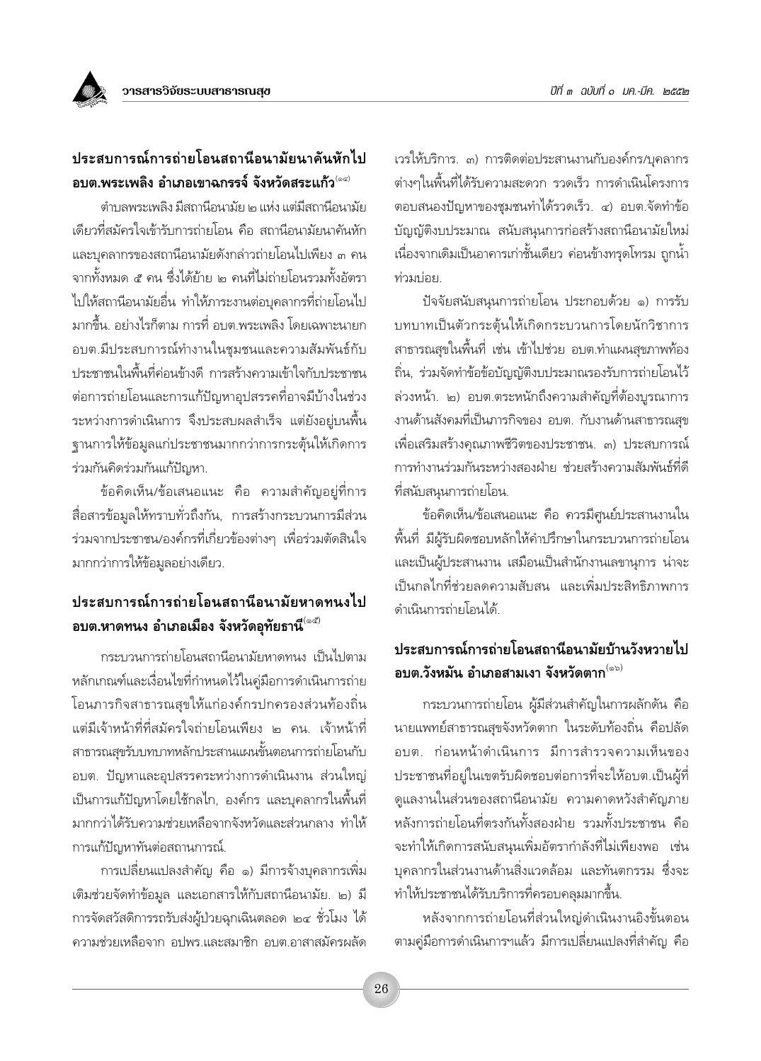## ประสบการณ์การถ่ายโอนสถานีอนามัยนาคันหักไป อบต.พระเพลิง อำเภอเขาฉกรรจ์ จังหวัดสระแก้ว[๑๔]

ตำบลพระเพลิง มีสถานีอนามัย ๒ แห่ง แต่มีสถานีอนามัยเดียวที่สมัครใจเข้ารับการถ่ายโอน คือ สถานีอนามัยนาคันหัก และบุคลากรของสถานีอนามัยดังกล่าวถ่ายโอนไปเพียง ๓ คน จากทั้งหมด ๕ คน ซึ่งได้ย้าย ๒ คนที่ไม่ถ่ายโอนรวมทั้งอัตราไปให้สถานีอนามัยอื่น ทำให้ภาระงานต่อบุคลากรที่ถ่ายโอนไปมากขึ้น. อย่างไรก็ตาม การที่ อบต.พระเพลิง โดยเฉพาะนายก อบต.มีประสบการณ์ทำงานในชุมชนและความสัมพันธ์กับประชาชนในพื้นที่ค่อนข้างดี การสร้างความเข้าใจกับประชาชนต่อการถ่ายโอนและการแก้ปัญหาอุปสรรคที่อาจมีบ้างในช่วงระหว่างการดำเนินการ จึงประสบผลสำเร็จ แต่ยังอยู่บนพื้นฐานการให้ข้อมูลแก่ประชาชนมากกว่าการกระตุ้นให้เกิดการร่วมกันคิดร่วมกันแก้ปัญหา.

ข้อคิดเห็น/ข้อเสนอแนะ คือ ความสำคัญอยู่ที่การสื่อสารข้อมูลให้ทราบทั่วถึงกัน, การสร้างกระบวนการมีส่วนร่วมจากประชาชน/องค์กรที่เกี่ยวข้องต่างๆ เพื่อร่วมตัดสินใจมากกว่าการให้ข้อมูลอย่างเดียว.

## ประสบการณ์การถ่ายโอนสถานีอนามัยหาดทนงไป อบต.หาดทนง อำเภอเมือง จังหวัดอุทัยธานี[๑๕]

กระบวนการถ่ายโอนสถานีอนามัยหาดทนง เป็นไปตามหลักเกณฑ์และเงื่อนไขที่กำหนดไว้ในคู่มือการดำเนินการถ่ายโอนภารกิจสาธารณสุขให้แก่องค์กรปกครองส่วนท้องถิ่น แต่มีเจ้าหน้าที่ที่สมัครใจถ่ายโอนเพียง ๒ คน. เจ้าหน้าที่สาธารณสุขรับบทบาทหลักประสานแผนขั้นตอนการถ่ายโอนกับ อบต. ปัญหาและอุปสรรคระหว่างการดำเนินงาน ส่วนใหญ่เป็นการแก้ปัญหาโดยใช้กลไก, องค์กร และบุคลากรในพื้นที่มากกว่าได้รับความช่วยเหลือจากจังหวัดและส่วนกลาง ทำให้การแก้ปัญหาทันต่อสถานการณ์.

การเปลี่ยนแปลงสำคัญ คือ ๑) มีการจ้างบุคลากรเพิ่มเติมช่วยจัดทำข้อมูล และเอกสารให้กับสถานีอนามัย. ๒) มีการจัดสวัสดิการรถรับส่งผู้ป่วยฉุกเฉินตลอด ๒๔ ชั่วโมง ได้ความช่วยเหลือจาก อปพร.และสมาชิก อบต.อาสาสมัครผลัดเวรให้บริการ. ๓) การติดต่อประสานงานกับองค์กร/บุคลากรต่างๆในพื้นที่ได้รับความสะดวก รวดเร็ว การดำเนินโครงการตอบสนองปัญหาของชุมชนทำได้รวดเร็ว. ๔) อบต.จัดทำข้อบัญญัติงบประมาณ สนับสนุนการก่อสร้างสถานีอนามัยใหม่ เนื่องจากเดิมเป็นอาคารเก่าชั้นเดียว ค่อนข้างทรุดโทรม ถูกน้ำท่วมบ่อย.

ปัจจัยสนับสนุนการถ่ายโอน ประกอบด้วย ๑) การรับบทบาทเป็นตัวกระตุ้นให้เกิดกระบวนการโดยนักวิชาการสาธารณสุขในพื้นที่ เช่น เข้าไปช่วย อบต.ทำแผนสุขภาพท้องถิ่น, ร่วมจัดทำข้อบัญญัติงบประมาณรองรับการถ่ายโอนไว้ล่วงหน้า. ๒) อบต.ตระหนักถึงความสำคัญที่ต้องบูรณาการงานด้านสังคมที่เป็นภารกิจของ อบต. กับงานด้านสาธารณสุข เพื่อเสริมสร้างคุณภาพชีวิตของประชาชน. ๓) ประสบการณ์การทำงานร่วมกันระหว่างสองฝ่าย ช่วยสร้างความสัมพันธ์ที่ดีที่สนับสนุนการถ่ายโอน.

ข้อคิดเห็น/ข้อเสนอแนะ คือ ควรมีศูนย์ประสานงานในพื้นที่ มีผู้รับผิดชอบหลักให้คำปรึกษาในกระบวนการถ่ายโอน และเป็นผู้ประสานงาน เสมือนเป็นสำนักงานเลขานุการ น่าจะเป็นกลไกที่ช่วยลดความสับสน และเพิ่มประสิทธิภาพการดำเนินการถ่ายโอนได้.

## ประสบการณ์การถ่ายโอนสถานีอนามัยบ้านวังหวายไป อบต.วังหมัน อำเภอสามเงา จังหวัดตาก[๑๖]

กระบวนการถ่ายโอน ผู้มีส่วนสำคัญในการผลักดัน คือ นายแพทย์สาธารณสุขจังหวัดตาก ในระดับท้องถิ่น คือปลัด อบต. ก่อนหน้าดำเนินการ มีการสำรวจความเห็นของประชาชนที่อยู่ในเขตรับผิดชอบต่อการที่จะให้อบต.เป็นผู้ที่ดูแลงานในส่วนของสถานีอนามัย ความคาดหวังสำคัญภายหลังการถ่ายโอนที่ตรงกันทั้งสองฝ่าย รวมทั้งประชาชน คือจะทำให้เกิดการสนับสนุนเพิ่มอัตรากำลังที่ไม่เพียงพอ เช่น บุคลากรในส่วนงานด้านสิ่งแวดล้อม และทันตกรรม ซึ่งจะทำให้ประชาชนได้รับบริการที่ครอบคลุมมากขึ้น.

หลังจากการถ่ายโอนที่ส่วนใหญ่ดำเนินงานอิงขั้นตอนตามคู่มือการดำเนินการฯแล้ว มีการเปลี่ยนแปลงที่สำคัญ คือ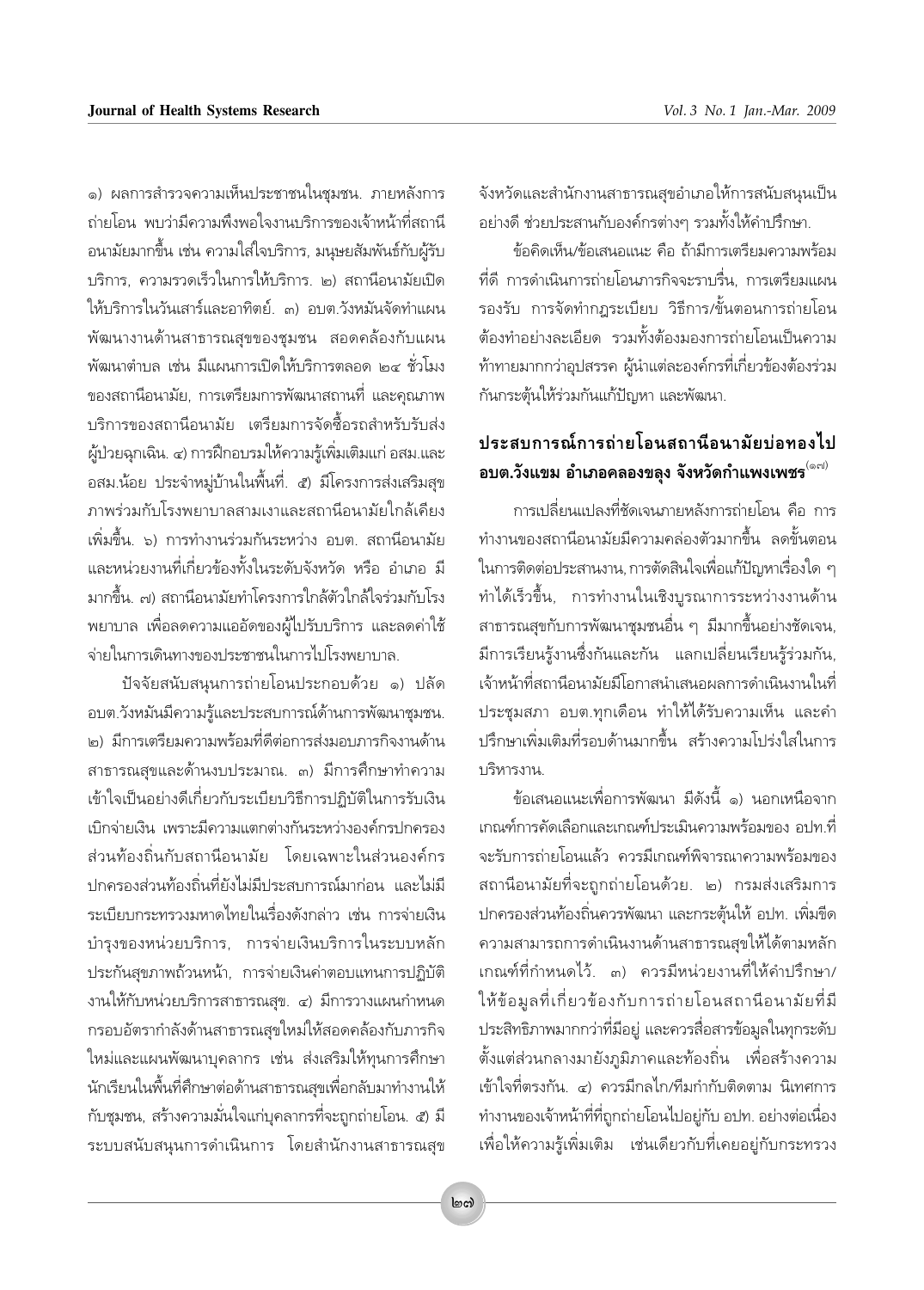๑) ผลการสำรวจความเห็นประชาชนในชุมชน. ภายหลังการถ่ายโอน พบว่ามีความพึงพอใจงานบริการของเจ้าหน้าที่สถานีอนามัยมากขึ้น เช่น ความใส่ใจบริการ, มนุษยสัมพันธ์กับผู้รับบริการ, ความรวดเร็วในการให้บริการ. ๒) สถานีอนามัยเปิดให้บริการในวันเสาร์และอาทิตย์. ๓) อบต.วังหมันจัดทำแผนพัฒนางานด้านสาธารณสุขของชุมชน สอดคล้องกับแผนพัฒนาตำบล เช่น มีแผนการเปิดให้บริการตลอด ๒๔ ชั่วโมงของสถานีอนามัย, การเตรียมการพัฒนาสถานที่ และคุณภาพบริการของสถานีอนามัย เตรียมการจัดซื้อรถสำหรับรับส่งผู้ป่วยฉุกเฉิน. ๔) การฝึกอบรมให้ความรู้เพิ่มเติมแก่ อสม.และ อสม.น้อย ประจำหมู่บ้านในพื้นที่. ๕) มีโครงการส่งเสริมสุขภาพร่วมกับโรงพยาบาลสามเงาและสถานีอนามัยใกล้เคียงเพิ่มขึ้น. ๖) การทำงานร่วมกันระหว่าง อบต. สถานีอนามัย และหน่วยงานที่เกี่ยวข้องทั้งในระดับจังหวัด หรือ อำเภอ มีมากขึ้น. ๗) สถานีอนามัยทำโครงการใกล้ตัวใกล้ใจร่วมกับโรงพยาบาล เพื่อลดความแออัดของผู้ไปรับบริการ และลดค่าใช้จ่ายในการเดินทางของประชาชนในการไปโรงพยาบาล.

ปัจจัยสนับสนุนการถ่ายโอนประกอบด้วย ๑) ปลัด อบต.วังหมันมีความรู้และประสบการณ์ด้านการพัฒนาชุมชน. ๒) มีการเตรียมความพร้อมที่ดีต่อการส่งมอบภารกิจงานด้านสาธารณสุขและด้านงบประมาณ. ๓) มีการศึกษาทำความเข้าใจเป็นอย่างดีเกี่ยวกับระเบียบวิธีการปฏิบัติในการรับเงินเบิกจ่ายเงิน เพราะมีความแตกต่างกันระหว่างองค์กรปกครองส่วนท้องถิ่นกับสถานีอนามัย โดยเฉพาะในส่วนองค์กรปกครองส่วนท้องถิ่นที่ยังไม่มีประสบการณ์มาก่อน และไม่มีระเบียบกระทรวงมหาดไทยในเรื่องดังกล่าว เช่น การจ่ายเงินบำรุงของหน่วยบริการ, การจ่ายเงินบริการในระบบหลักประกันสุขภาพถ้วนหน้า, การจ่ายเงินค่าตอบแทนการปฏิบัติงานให้กับหน่วยบริการสาธารณสุข. ๔) มีการวางแผนกำหนดกรอบอัตรากำลังด้านสาธารณสุขใหม่ให้สอดคล้องกับภารกิจใหม่และแผนพัฒนาบุคลากร เช่น ส่งเสริมให้ทุนการศึกษานักเรียนในพื้นที่ศึกษาต่อด้านสาธารณสุขเพื่อกลับมาทำงานให้กับชุมชน, สร้างความมั่นใจแก่บุคลากรที่จะถูกถ่ายโอน. ๕) มีระบบสนับสนุนการดำเนินการ โดยสำนักงานสาธารณสุขจังหวัดและสำนักงานสาธารณสุขอำเภอให้การสนับสนุนเป็นอย่างดี ช่วยประสานกับองค์กรต่างๆ รวมทั้งให้คำปรึกษา.

ข้อคิดเห็น/ข้อเสนอแนะ คือ ถ้ามีการเตรียมความพร้อมที่ดี การดำเนินการถ่ายโอนภารกิจจะราบรื่น, การเตรียมแผนรองรับ การจัดทำกฎระเบียบ วิธีการ/ขั้นตอนการถ่ายโอนต้องทำอย่างละเอียด รวมทั้งต้องมองการถ่ายโอนเป็นความท้าทายมากกว่าอุปสรรค ผู้นำแต่ละองค์กรที่เกี่ยวข้องต้องร่วมกันกระตุ้นให้ร่วมกันแก้ปัญหา และพัฒนา.

## ประสบการณ์การถ่ายโอนสถานีอนามัยบ่อทองไป อบต.วังแขม อำเภอคลองขลุง จังหวัดกำแพงเพชร[๑๗]

การเปลี่ยนแปลงที่ชัดเจนภายหลังการถ่ายโอน คือ การทำงานของสถานีอนามัยมีความคล่องตัวมากขึ้น ลดขั้นตอนในการติดต่อประสานงาน, การตัดสินใจเพื่อแก้ปัญหาเรื่องใด ๆ ทำได้เร็วขึ้น, การทำงานในเชิงบูรณาการระหว่างงานด้านสาธารณสุขกับการพัฒนาชุมชนอื่น ๆ มีมากขึ้นอย่างชัดเจน, มีการเรียนรู้งานซึ่งกันและกัน แลกเปลี่ยนเรียนรู้ร่วมกัน, เจ้าหน้าที่สถานีอนามัยมีโอกาสนำเสนอผลการดำเนินงานในที่ประชุมสภา อบต.ทุกเดือน ทำให้ได้รับความเห็น และคำปรึกษาเพิ่มเติมที่รอบด้านมากขึ้น สร้างความโปร่งใสในการบริหารงาน.

ข้อเสนอแนะเพื่อการพัฒนา มีดังนี้ ๑) นอกเหนือจากเกณฑ์การคัดเลือกและเกณฑ์ประเมินความพร้อมของ อปท.ที่จะรับการถ่ายโอนแล้ว ควรมีเกณฑ์พิจารณาความพร้อมของสถานีอนามัยที่จะถูกถ่ายโอนด้วย. ๒) กรมส่งเสริมการปกครองส่วนท้องถิ่นควรพัฒนา และกระตุ้นให้ อปท. เพิ่มขีดความสามารถการดำเนินงานด้านสาธารณสุขให้ได้ตามหลักเกณฑ์ที่กำหนดไว้. ๓) ควรมีหน่วยงานที่ให้คำปรึกษา/ให้ข้อมูลที่เกี่ยวข้องกับการถ่ายโอนสถานีอนามัยที่มีประสิทธิภาพมากกว่าที่มีอยู่ และควรสื่อสารข้อมูลในทุกระดับตั้งแต่ส่วนกลางมายังภูมิภาคและท้องถิ่น เพื่อสร้างความเข้าใจที่ตรงกัน. ๔) ควรมีกลไก/ทีมกำกับติดตาม นิเทศการทำงานของเจ้าหน้าที่ที่ถูกถ่ายโอนไปอยู่กับ อปท. อย่างต่อเนื่อง เพื่อให้ความรู้เพิ่มเติม เช่นเดียวกับที่เคยอยู่กับกระทรวง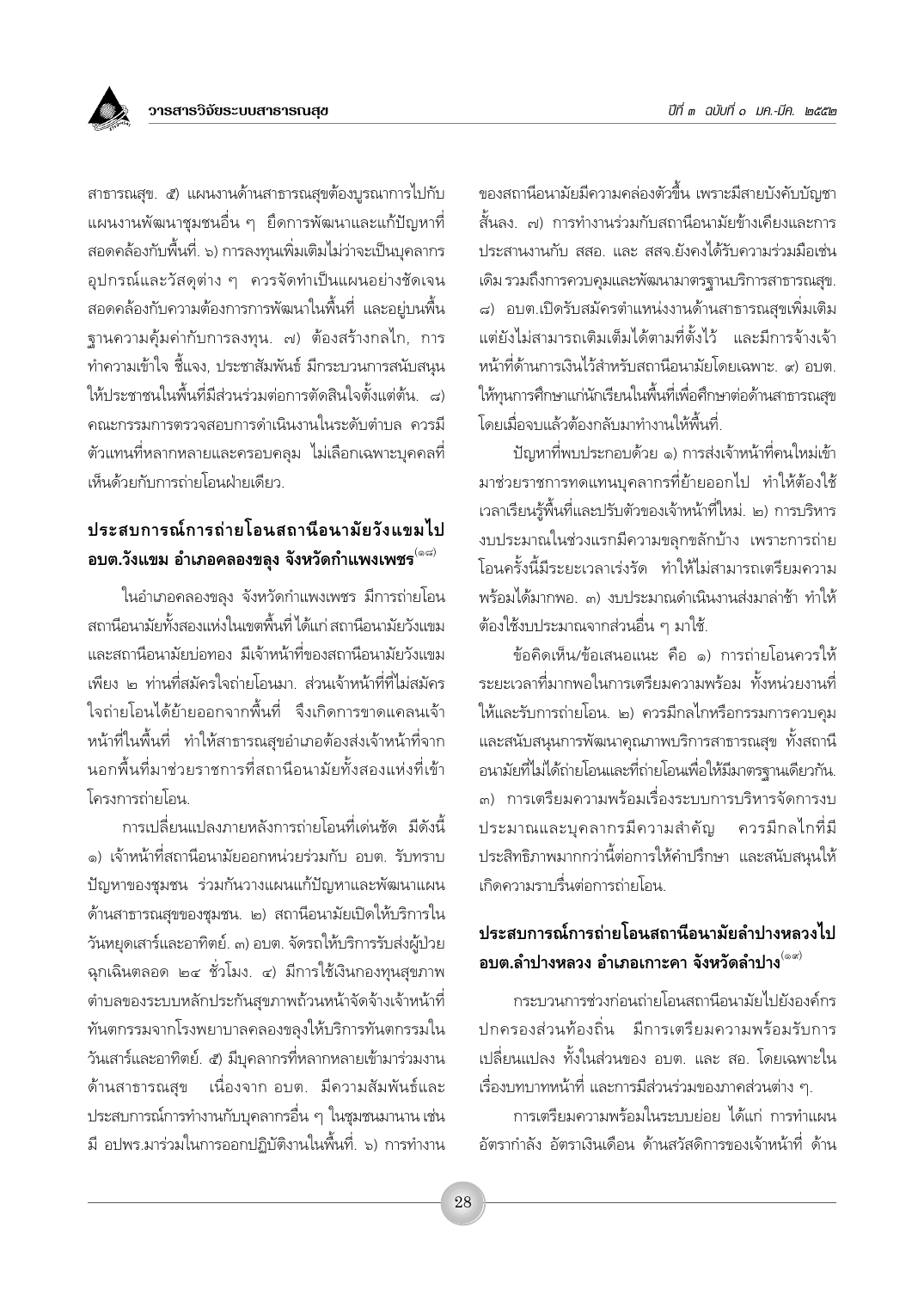สาธารณสุข. ๕) แผนงานด้านสาธารณสุขต้องบูรณาการไปกับแผนงานพัฒนาชุมชนอื่น ๆ ยึดการพัฒนาและแก้ปัญหาที่สอดคล้องกับพื้นที่. ๖) การลงทุนเพิ่มเติมไม่ว่าจะเป็นบุคลากร อุปกรณ์และวัสดุต่าง ๆ ควรจัดทำเป็นแผนอย่างชัดเจน สอดคล้องกับความต้องการการพัฒนาในพื้นที่ และอยู่บนพื้นฐานความคุ้มค่ากับการลงทุน. ๗) ต้องสร้างกลไก, การทำความเข้าใจ ชี้แจง, ประชาสัมพันธ์ มีกระบวนการสนับสนุนให้ประชาชนในพื้นที่มีส่วนร่วมต่อการตัดสินใจตั้งแต่ต้น. ๘) คณะกรรมการตรวจสอบการดำเนินงานในระดับตำบล ควรมีตัวแทนที่หลากหลายและครอบคลุม ไม่เลือกเฉพาะบุคคลที่เห็นด้วยกับการถ่ายโอนฝ่ายเดียว.

## ประสบการณ์การถ่ายโอนสถานีอนามัยวังแขมไปอบต.วังแขม อำเภอคลองขลุง จังหวัดกำแพงเพชร[๑๘]

ในอำเภอคลองขลุง จังหวัดกำแพงเพชร มีการถ่ายโอนสถานีอนามัยทั้งสองแห่งในเขตพื้นที่ได้แก่ สถานีอนามัยวังแขม และสถานีอนามัยบ่อทอง มีเจ้าหน้าที่ของสถานีอนามัยวังแขมเพียง ๒ ท่านที่สมัครใจถ่ายโอนมา. ส่วนเจ้าหน้าที่ที่ไม่สมัครใจถ่ายโอนได้ย้ายออกจากพื้นที่ จึงเกิดการขาดแคลนเจ้าหน้าที่ในพื้นที่ ทำให้สาธารณสุขอำเภอต้องส่งเจ้าหน้าที่จากนอกพื้นที่มาช่วยราชการที่สถานีอนามัยทั้งสองแห่งที่เข้าโครงการถ่ายโอน.

การเปลี่ยนแปลงภายหลังการถ่ายโอนที่เด่นชัด มีดังนี้ ๑) เจ้าหน้าที่สถานีอนามัยออกหน่วยร่วมกับ อบต. รับทราบปัญหาของชุมชน ร่วมกันวางแผนแก้ปัญหาและพัฒนาแผนด้านสาธารณสุขของชุมชน. ๒) สถานีอนามัยเปิดให้บริการในวันหยุดเสาร์และอาทิตย์. ๓) อบต. จัดรถให้บริการรับส่งผู้ป่วยฉุกเฉินตลอด ๒๔ ชั่วโมง. ๔) มีการใช้เงินกองทุนสุขภาพตำบลของระบบหลักประกันสุขภาพถ้วนหน้าจัดจ้างเจ้าหน้าที่ทันตกรรมจากโรงพยาบาลคลองขลุงให้บริการทันตกรรมในวันเสาร์และอาทิตย์. ๕) มีบุคลากรที่หลากหลายเข้ามาร่วมงานด้านสาธารณสุข เนื่องจาก อบต. มีความสัมพันธ์และประสบการณ์การทำงานกับบุคลากรอื่น ๆ ในชุมชนมานาน เช่น มี อปพร.มาร่วมในการออกปฏิบัติงานในพื้นที่. ๖) การทำงานของสถานีอนามัยมีความคล่องตัวขึ้น เพราะมีสายบังคับบัญชาสั้นลง. ๗) การทำงานร่วมกับสถานีอนามัยข้างเคียงและการประสานงานกับ สสอ. และ สสจ.ยังคงได้รับความร่วมมือเช่นเดิม รวมถึงการควบคุมและพัฒนามาตรฐานบริการสาธารณสุข. ๘) อบต.เปิดรับสมัครตำแหน่งงานด้านสาธารณสุขเพิ่มเติม แต่ยังไม่สามารถเติมเต็มได้ตามที่ตั้งไว้ และมีการจ้างเจ้าหน้าที่ด้านการเงินไว้สำหรับสถานีอนามัยโดยเฉพาะ. ๙) อบต. ให้ทุนการศึกษาแก่นักเรียนในพื้นที่เพื่อศึกษาต่อด้านสาธารณสุข โดยเมื่อจบแล้วต้องกลับมาทำงานให้พื้นที่.

ปัญหาที่พบประกอบด้วย ๑) การส่งเจ้าหน้าที่คนใหม่เข้ามาช่วยราชการทดแทนบุคลากรที่ย้ายออกไป ทำให้ต้องใช้เวลาเรียนรู้พื้นที่และปรับตัวของเจ้าหน้าที่ใหม่. ๒) การบริหารงบประมาณในช่วงแรกมีความขลุกขลักบ้าง เพราะการถ่ายโอนครั้งนี้มีระยะเวลาเร่งรัด ทำให้ไม่สามารถเตรียมความพร้อมได้มากพอ. ๓) งบประมาณดำเนินงานส่งมาล่าช้า ทำให้ต้องใช้งบประมาณจากส่วนอื่น ๆ มาใช้.

ข้อคิดเห็น/ข้อเสนอแนะ คือ ๑) การถ่ายโอนควรให้ระยะเวลาที่มากพอในการเตรียมความพร้อม ทั้งหน่วยงานที่ให้และรับการถ่ายโอน. ๒) ควรมีกลไกหรือกรรมการควบคุมและสนับสนุนการพัฒนาคุณภาพบริการสาธารณสุข ทั้งสถานีอนามัยที่ไม่ได้ถ่ายโอนและที่ถ่ายโอนเพื่อให้มีมาตรฐานเดียวกัน. ๓) การเตรียมความพร้อมเรื่องระบบการบริหารจัดการงบประมาณและบุคลากรมีความสำคัญ ควรมีกลไกที่มีประสิทธิภาพมากกว่านี้ต่อการให้คำปรึกษา และสนับสนุนให้เกิดความราบรื่นต่อการถ่ายโอน.

## ประสบการณ์การถ่ายโอนสถานีอนามัยลำปางหลวงไปอบต.ลำปางหลวง อำเภอเกาะคา จังหวัดลำปาง[๑๙]

กระบวนการช่วงก่อนถ่ายโอนสถานีอนามัยไปยังองค์กรปกครองส่วนท้องถิ่น มีการเตรียมความพร้อมรับการเปลี่ยนแปลง ทั้งในส่วนของ อบต. และ สอ. โดยเฉพาะในเรื่องบทบาทหน้าที่ และการมีส่วนร่วมของภาคส่วนต่าง ๆ.

การเตรียมความพร้อมในระบบย่อย ได้แก่ การทำแผนอัตรากำลัง อัตราเงินเดือน ด้านสวัสดิการของเจ้าหน้าที่ ด้าน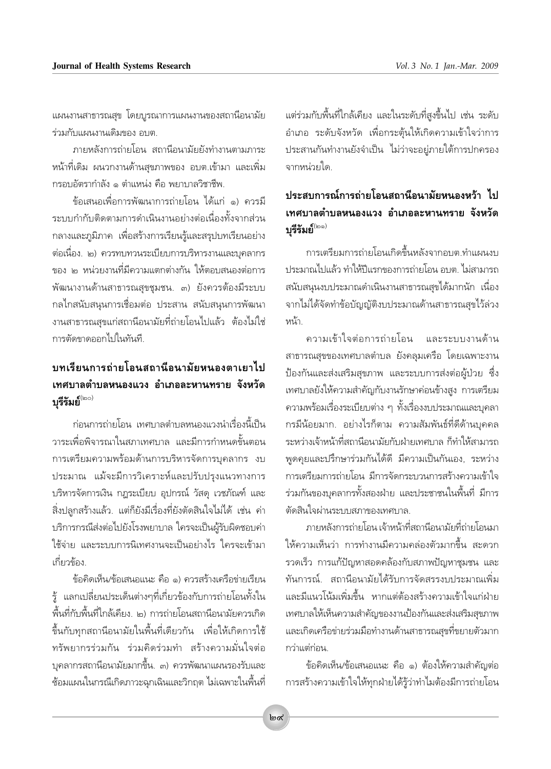แผนงานสาธารณสุข โดยบูรณาการแผนงานของสถานีอนามัยร่วมกับแผนงานเดิมของ อบต.

ภายหลังการถ่ายโอน สถานีอนามัยยังทำงานตามภาระหน้าที่เดิม ผนวกงานด้านสุขภาพของ อบต.เข้ามา และเพิ่มกรอบอัตรากำลัง ๑ ตำแหน่ง คือ พยาบาลวิชาชีพ.

ข้อเสนอเพื่อการพัฒนาการถ่ายโอน ได้แก่ ๑) ควรมีระบบกำกับติดตามการดำเนินงานอย่างต่อเนื่องทั้งจากส่วนกลางและภูมิภาค เพื่อสร้างการเรียนรู้และสรุปบทเรียนอย่างต่อเนื่อง. ๒) ควรทบทวนระเบียบการบริหารงานและบุคลากรของ ๒ หน่วยงานที่มีความแตกต่างกัน ให้ตอบสนองต่อการพัฒนางานด้านสาธารณสุขชุมชน. ๓) ยังควรต้องมีระบบกลไกสนับสนุนการเชื่อมต่อ ประสาน สนับสนุนการพัฒนางานสาธารณสุขแก่สถานีอนามัยที่ถ่ายโอนไปแล้ว ต้องไม่ใช่การตัดขาดออกไปในทันที.

## บทเรียนการถ่ายโอนสถานีอนามัยหนองตาเยาไปเทศบาลตำบลหนองแวง อำเภอละหานทราย จังหวัดบุรีรัมย์[๒๐]

ก่อนการถ่ายโอน เทศบาลตำบลหนองแวงนำเรื่องนี้เป็นวาระเพื่อพิจารณาในสภาเทศบาล และมีการกำหนดขั้นตอนการเตรียมความพร้อมด้านการบริหารจัดการบุคลากร งบประมาณ แม้จะมีการวิเคราะห์และปรับปรุงแนวทางการบริหารจัดการเงิน กฎระเบียบ อุปกรณ์ วัสดุ เวชภัณฑ์ และสิ่งปลูกสร้างแล้ว. แต่ก็ยังมีเรื่องที่ยังตัดสินใจไม่ได้ เช่น ค่าบริการกรณีส่งต่อไปยังโรงพยาบาล ใครจะเป็นผู้รับผิดชอบค่าใช้จ่าย และระบบการนิเทศงานจะเป็นอย่างไร ใครจะเข้ามาเกี่ยวข้อง.

ข้อคิดเห็น/ข้อเสนอแนะ คือ ๑) ควรสร้างเครือข่ายเรียนรู้ แลกเปลี่ยนประเด็นต่างๆที่เกี่ยวข้องกับการถ่ายโอนทั้งในพื้นที่กับพื้นที่ใกล้เคียง. ๒) การถ่ายโอนสถานีอนามัยควรเกิดขึ้นกับทุกสถานีอนามัยในพื้นที่เดียวกัน เพื่อให้เกิดการใช้ทรัพยากรร่วมกัน ร่วมคิดร่วมทำ สร้างความมั่นใจต่อบุคลากรสถานีอนามัยมากขึ้น. ๓) ควรพัฒนาแผนรองรับและซ้อมแผนในกรณีเกิดภาวะฉุกเฉินและวิกฤต ไม่เฉพาะในพื้นที่แต่ร่วมกับพื้นที่ใกล้เคียง และในระดับที่สูงขึ้นไป เช่น ระดับอำเภอ ระดับจังหวัด เพื่อกระตุ้นให้เกิดความเข้าใจว่าการประสานกันทำงานยังจำเป็น ไม่ว่าจะอยู่ภายใต้การปกครองจากหน่วยใด.

## ประสบการณ์การถ่ายโอนสถานีอนามัยหนองหว้า ไปเทศบาลตำบลหนองแวง อำเภอละหานทราย จังหวัดบุรีรัมย์[๒๑]

การเตรียมการถ่ายโอนเกิดขึ้นหลังจากอบต.ทำแผนงบประมาณไปแล้ว ทำให้ปีแรกของการถ่ายโอน อบต. ไม่สามารถสนับสนุนงบประมาณดำเนินงานสาธารณสุขได้มากนัก เนื่องจากไม่ได้จัดทำข้อบัญญัติงบประมาณด้านสาธารณสุขไว้ล่วงหน้า.

ความเข้าใจต่อการถ่ายโอน และระบบงานด้านสาธารณสุขของเทศบาลตำบล ยังคลุมเครือ โดยเฉพาะงานป้องกันและส่งเสริมสุขภาพ และระบบการส่งต่อผู้ป่วย ซึ่งเทศบาลยังให้ความสำคัญกับงานรักษาค่อนข้างสูง การเตรียมความพร้อมเรื่องระเบียบต่าง ๆ ทั้งเรื่องงบประมาณและบุคลากรมีน้อยมาก. อย่างไรก็ตาม ความสัมพันธ์ที่ดีด้านบุคคลระหว่างเจ้าหน้าที่สถานีอนามัยกับฝ่ายเทศบาล ก็ทำให้สามารถพูดคุยและปรึกษาร่วมกันได้ดี มีความเป็นกันเอง, ระหว่างการเตรียมการถ่ายโอน มีการจัดกระบวนการสร้างความเข้าใจร่วมกันของบุคลากรทั้งสองฝ่าย และประชาชนในพื้นที่ มีการตัดสินใจผ่านระบบสภาของเทศบาล.

ภายหลังการถ่ายโอน เจ้าหน้าที่สถานีอนามัยที่ถ่ายโอนมาให้ความเห็นว่า การทำงานมีความคล่องตัวมากขึ้น สะดวกรวดเร็ว การแก้ปัญหาสอดคล้องกับสภาพปัญหาชุมชน และทันการณ์. สถานีอนามัยได้รับการจัดสรรงบประมาณเพิ่มและมีแนวโน้มเพิ่มขึ้น หากแต่ต้องสร้างความเข้าใจแก่ฝ่ายเทศบาลให้เห็นความสำคัญของงานป้องกันและส่งเสริมสุขภาพ และเกิดเครือข่ายร่วมมือทำงานด้านสาธารณสุขที่ขยายตัวมากกว่าแต่ก่อน.

ข้อคิดเห็น/ข้อเสนอแนะ คือ ๑) ต้องให้ความสำคัญต่อการสร้างความเข้าใจให้ทุกฝ่ายได้รู้ว่าทำไมต้องมีการถ่ายโอน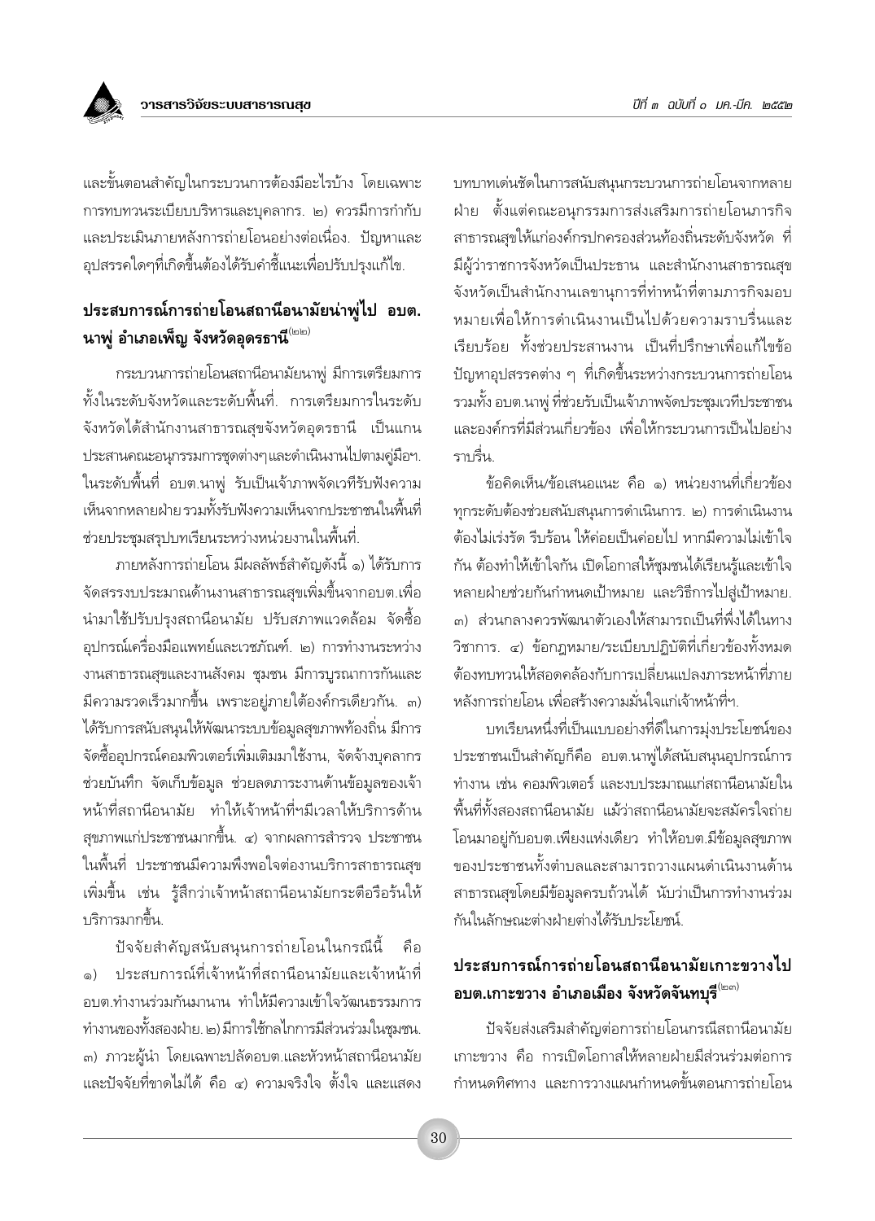และขั้นตอนสำคัญในกระบวนการต้องมีอะไรบ้าง โดยเฉพาะการทบทวนระเบียบบริหารและบุคลากร. ๒) ควรมีการกำกับและประเมินภายหลังการถ่ายโอนอย่างต่อเนื่อง. ปัญหาและอุปสรรคใดๆที่เกิดขึ้นต้องได้รับคำชี้แนะเพื่อปรับปรุงแก้ไข.

## ประสบการณ์การถ่ายโอนสถานีอนามัยนาพู่ไป อบต.นาพู่ อำเภอเพ็ญ จังหวัดอุดรธานี[๒๒]

กระบวนการถ่ายโอนสถานีอนามัยนาพู่ มีการเตรียมการทั้งในระดับจังหวัดและระดับพื้นที่. การเตรียมการในระดับจังหวัดได้สำนักงานสาธารณสุขจังหวัดอุดรธานี เป็นแกนประสานคณะอนุกรรมการชุดต่างๆและดำเนินงานไปตามคู่มือฯ. ในระดับพื้นที่ อบต.นาพู่ รับเป็นเจ้าภาพจัดเวทีรับฟังความเห็นจากหลายฝ่าย รวมทั้งรับฟังความเห็นจากประชาชนในพื้นที่ช่วยประชุมสรุปบทเรียนระหว่างหน่วยงานในพื้นที่.

ภายหลังการถ่ายโอน มีผลลัพธ์ที่สำคัญดังนี้ ๑) ได้รับการจัดสรรงบประมาณด้านงานสาธารณสุขเพิ่มขึ้นจากอบต.เพื่อนำมาใช้ปรับปรุงสถานีอนามัย ปรับสภาพแวดล้อม จัดซื้ออุปกรณ์เครื่องมือแพทย์และเวชภัณฑ์. ๒) การทำงานระหว่างงานสาธารณสุขและงานสังคม ชุมชน มีการบูรณาการกันและมีความรวดเร็วมากขึ้น เพราะอยู่ภายใต้องค์กรเดียวกัน. ๓) ได้รับการสนับสนุนให้พัฒนาระบบข้อมูลสุขภาพท้องถิ่น มีการจัดซื้ออุปกรณ์คอมพิวเตอร์เพิ่มเติมมาใช้งาน, จัดจ้างบุคลากรช่วยบันทึก จัดเก็บข้อมูล ช่วยลดภาระงานด้านข้อมูลของเจ้าหน้าที่สถานีอนามัย ทำให้เจ้าหน้าที่ฯมีเวลาให้บริการด้านสุขภาพแก่ประชาชนมากขึ้น. ๔) จากผลการสำรวจ ประชาชนในพื้นที่ ประชาชนมีความพึงพอใจต่องานบริการสาธารณสุขเพิ่มขึ้น เช่น รู้สึกว่าเจ้าหน้าที่สถานีอนามัยกระตือรือร้นให้บริการมากขึ้น.

ปัจจัยสำคัญสนับสนุนการถ่ายโอนในกรณีนี้ คือ ๑) ประสบการณ์ที่เจ้าหน้าที่สถานีอนามัยและเจ้าหน้าที่อบต.ทำงานร่วมกันมานาน ทำให้มีความเข้าใจวัฒนธรรมการทำงานของทั้งสองฝ่าย. ๒) มีการใช้กลไกการมีส่วนร่วมในชุมชน. ๓) ภาวะผู้นำ โดยเฉพาะปลัดอบต.และหัวหน้าสถานีอนามัย และปัจจัยที่ขาดไม่ได้ คือ ๔) ความจริงใจ ตั้งใจ และแสดงบทบาทเด่นชัดในการสนับสนุนกระบวนการถ่ายโอนจากหลายฝ่าย ตั้งแต่คณะอนุกรรมการส่งเสริมการถ่ายโอนภารกิจสาธารณสุขให้แก่องค์กรปกครองส่วนท้องถิ่นระดับจังหวัด ที่มีผู้ว่าราชการจังหวัดเป็นประธาน และสำนักงานสาธารณสุขจังหวัดเป็นสำนักงานเลขานุการที่ทำหน้าที่ตามภารกิจมอบหมายเพื่อให้การดำเนินงานเป็นไปด้วยความราบรื่นและเรียบร้อย ทั้งช่วยประสานงาน เป็นที่ปรึกษาเพื่อแก้ไขข้อปัญหาอุปสรรคต่าง ๆ ที่เกิดขึ้นระหว่างกระบวนการถ่ายโอน รวมทั้ง อบต.นาพู่ ที่ช่วยรับเป็นเจ้าภาพจัดประชุมเวทีประชาชนและองค์กรที่มีส่วนเกี่ยวข้อง เพื่อให้กระบวนการเป็นไปอย่างราบรื่น.

ข้อคิดเห็น/ข้อเสนอแนะ คือ ๑) หน่วยงานที่เกี่ยวข้องทุกระดับต้องช่วยสนับสนุนการดำเนินการ. ๒) การดำเนินงานต้องไม่เร่งรัด รีบร้อน ให้ค่อยเป็นค่อยไป หากมีความไม่เข้าใจกัน ต้องทำให้เข้าใจกัน เปิดโอกาสให้ชุมชนได้เรียนรู้และเข้าใจหลายฝ่ายช่วยกันกำหนดเป้าหมาย และวิธีการไปสู่เป้าหมาย. ๓) ส่วนกลางควรพัฒนาตัวเองให้สามารถเป็นที่พึ่งได้ในทางวิชาการ. ๔) ข้อกฎหมาย/ระเบียบปฏิบัติที่เกี่ยวข้องทั้งหมดต้องทบทวนให้สอดคล้องกับการเปลี่ยนแปลงภาระหน้าที่ภายหลังการถ่ายโอน เพื่อสร้างความมั่นใจแก่เจ้าหน้าที่ฯ.

บทเรียนหนึ่งที่เป็นแบบอย่างที่ดีในการมุ่งประโยชน์ของประชาชนเป็นสำคัญก็คือ อบต.นาพู่ได้สนับสนุนอุปกรณ์การทำงาน เช่น คอมพิวเตอร์ และงบประมาณแก่สถานีอนามัยในพื้นที่ทั้งสองสถานีอนามัย แม้ว่าสถานีอนามัยจะสมัครใจถ่ายโอนมาอยู่กับอบต.เพียงแห่งเดียว ทำให้อบต.มีข้อมูลสุขภาพของประชาชนทั้งตำบลและสามารถวางแผนดำเนินงานด้านสาธารณสุขโดยมีข้อมูลครบถ้วนได้ นับว่าเป็นการทำงานร่วมกันในลักษณะต่างฝ่ายต่างได้รับประโยชน์.

## ประสบการณ์การถ่ายโอนสถานีอนามัยเกาะขวางไป อบต.เกาะขวาง อำเภอเมือง จังหวัดจันทบุรี[๒๓]

ปัจจัยส่งเสริมสำคัญต่อการถ่ายโอนกรณีสถานีอนามัยเกาะขวาง คือ การเปิดโอกาสให้หลายฝ่ายมีส่วนร่วมต่อการกำหนดทิศทาง และการวางแผนกำหนดขั้นตอนการถ่ายโอน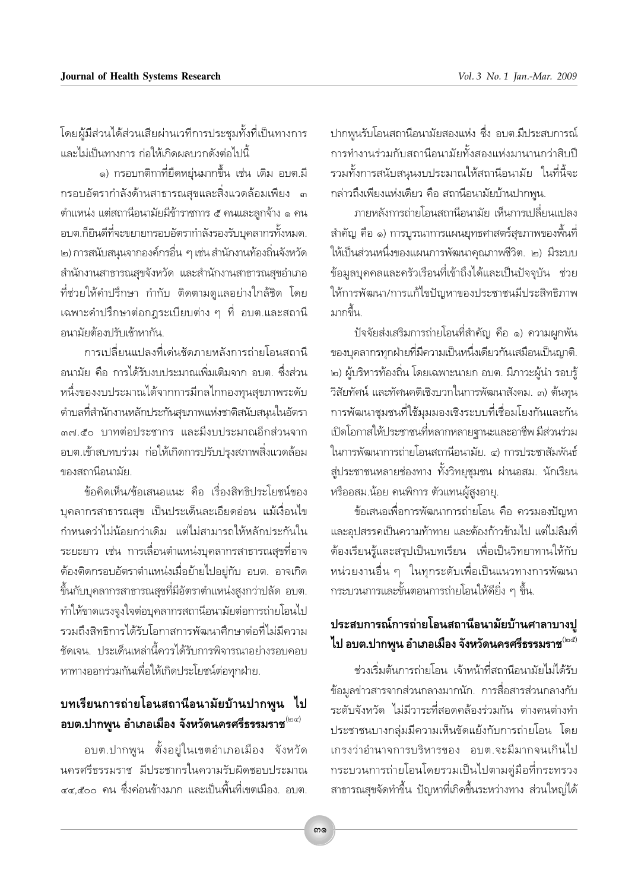โดยผู้มีส่วนได้ส่วนเสียผ่านเวทีการประชุมทั้งที่เป็นทางการและไม่เป็นทางการ ก่อให้เกิดผลบวกดังต่อไปนี้

๑) กรอบกติกาที่ยืดหยุ่นมากขึ้น เช่น เดิม อบต.มีกรอบอัตรากำลังด้านสาธารณสุขและสิ่งแวดล้อมเพียง ๓ ตำแหน่ง แต่สถานีอนามัยมีข้าราชการ ๕ คนและลูกจ้าง ๑ คน อบต.ก็ยินดีที่จะขยายกรอบอัตรากำลังรองรับบุคลากรทั้งหมด. ๒) การสนับสนุนจากองค์กรอื่น ๆ เช่น สำนักงานท้องถิ่นจังหวัด สำนักงานสาธารณสุขจังหวัด และสำนักงานสาธารณสุขอำเภอที่ช่วยให้คำปรึกษา กำกับ ติดตามดูแลอย่างใกล้ชิด โดยเฉพาะคำปรึกษาต่อกฎระเบียบต่าง ๆ ที่ อบต.และสถานีอนามัยต้องปรับเข้าหากัน.

การเปลี่ยนแปลงที่เด่นชัดภายหลังการถ่ายโอนสถานีอนามัย คือ การได้รับงบประมาณเพิ่มเติมจาก อบต. ซึ่งส่วนหนึ่งของงบประมาณได้จากการมีกลไกกองทุนสุขภาพระดับตำบลที่สำนักงานหลักประกันสุขภาพแห่งชาติสนับสนุนในอัตรา ๓๗.๕๐ บาทต่อประชากร และมีงบประมาณอีกส่วนจาก อบต.เข้าสมทบร่วม ก่อให้เกิดการปรับปรุงสภาพสิ่งแวดล้อมของสถานีอนามัย.

ข้อคิดเห็น/ข้อเสนอแนะ คือ เรื่องสิทธิประโยชน์ของบุคลากรสาธารณสุข เป็นประเด็นละเอียดอ่อน แม้เงื่อนไขกำหนดว่าไม่น้อยกว่าเดิม แต่ไม่สามารถให้หลักประกันในระยะยาว เช่น การเลื่อนตำแหน่งบุคลากรสาธารณสุขที่อาจต้องติดกรอบอัตราตำแหน่งเมื่อย้ายไปอยู่กับ อบต. อาจเกิดขึ้นกับบุคลากรสาธารณสุขที่มีอัตราตำแหน่งสูงกว่าปลัด อบต. ทำให้ขาดแรงจูงใจต่อบุคลากรสถานีอนามัยต่อการถ่ายโอนไป รวมถึงสิทธิการได้รับโอกาสการพัฒนาศึกษาต่อที่ไม่มีความชัดเจน. ประเด็นเหล่านี้ควรได้รับการพิจารณาอย่างรอบคอบ หาทางออกร่วมกันเพื่อให้เกิดประโยชน์ต่อทุกฝ่าย.

## บทเรียนการถ่ายโอนสถานีอนามัยบ้านปากพูน ไป อบต.ปากพูน อำเภอเมือง จังหวัดนครศรีธรรมราช[๒๔]

อบต.ปากพูน ตั้งอยู่ในเขตอำเภอเมือง จังหวัดนครศรีธรรมราช มีประชากรในความรับผิดชอบประมาณ ๔๔,๕๐๐ คน ซึ่งค่อนข้างมาก และเป็นพื้นที่เขตเมือง. อบต.ปากพูนรับโอนสถานีอนามัยสองแห่ง ซึ่ง อบต.มีประสบการณ์การทำงานร่วมกับสถานีอนามัยทั้งสองแห่งมานานกว่าสิบปี รวมทั้งการสนับสนุนงบประมาณให้สถานีอนามัย ในที่นี้จะกล่าวถึงเพียงแห่งเดียว คือ สถานีอนามัยบ้านปากพูน.

ภายหลังการถ่ายโอนสถานีอนามัย เห็นการเปลี่ยนแปลงสำคัญ คือ ๑) การบูรณาการแผนยุทธศาสตร์สุขภาพของพื้นที่ให้เป็นส่วนหนึ่งของแผนการพัฒนาคุณภาพชีวิต. ๒) มีระบบข้อมูลบุคคลและครัวเรือนที่เข้าถึงได้และเป็นปัจจุบัน ช่วยให้การพัฒนา/การแก้ไขปัญหาของประชาชนมีประสิทธิภาพมากขึ้น.

ปัจจัยส่งเสริมการถ่ายโอนที่สำคัญ คือ ๑) ความผูกพันของบุคลากรทุกฝ่ายที่มีความเป็นหนึ่งเดียวกันเสมือนเป็นญาติ. ๒) ผู้บริหารท้องถิ่น โดยเฉพาะนายก อบต. มีภาวะผู้นำ รอบรู้ วิสัยทัศน์ และทัศนคติเชิงบวกในการพัฒนาสังคม. ๓) ต้นทุนการพัฒนาชุมชนที่ใช้มุมมองเชิงระบบที่เชื่อมโยงกันและกัน เปิดโอกาสให้ประชาชนที่หลากหลายฐานะและอาชีพ มีส่วนร่วมในการพัฒนาการถ่ายโอนสถานีอนามัย. ๔) การประชาสัมพันธ์สู่ประชาชนหลายช่องทาง ทั้งวิทยุชุมชน ผ่านอสม. นักเรียนหรืออสม.น้อย คนพิการ ตัวแทนผู้สูงอายุ.

ข้อเสนอเพื่อการพัฒนาการถ่ายโอน คือ ควรมองปัญหาและอุปสรรคเป็นความท้าทาย และต้องก้าวข้ามไป แต่ไม่ลืมที่ต้องเรียนรู้และสรุปเป็นบทเรียน เพื่อเป็นวิทยาทานให้กับหน่วยงานอื่น ๆ ในทุกระดับเพื่อเป็นแนวทางการพัฒนากระบวนการและขั้นตอนการถ่ายโอนให้ดียิ่ง ๆ ขึ้น.

## ประสบการณ์การถ่ายโอนสถานีอนามัยบ้านศาลาบางปู ไป อบต.ปากพูน อำเภอเมือง จังหวัดนครศรีธรรมราช[๒๕]

ช่วงเริ่มต้นการถ่ายโอน เจ้าหน้าที่สถานีอนามัยไม่ได้รับข้อมูลข่าวสารจากส่วนกลางมากนัก. การสื่อสารส่วนกลางกับระดับจังหวัด ไม่มีวาระที่สอดคล้องร่วมกัน ต่างคนต่างทำ ประชาชนบางกลุ่มมีความเห็นขัดแย้งกับการถ่ายโอน โดยเกรงว่าอำนาจการบริหารของ อบต.จะมีมากจนเกินไป กระบวนการถ่ายโอนโดยรวมเป็นไปตามคู่มือที่กระทรวงสาธารณสุขจัดทำขึ้น ปัญหาที่เกิดขึ้นระหว่างทาง ส่วนใหญ่ได้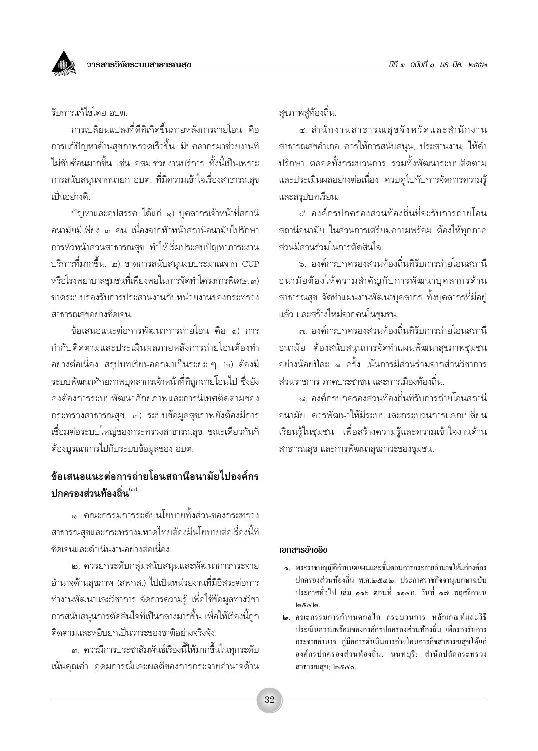รับการแก้ไขโดย อบต.

การเปลี่ยนแปลงที่ดีที่เกิดขึ้นภายหลังการถ่ายโอน คือ การแก้ปัญหาด้านสุขภาพรวดเร็วขึ้น มีบุคลากรมาช่วยงานที่ไม่ซับซ้อนมากขึ้น เช่น อสม.ช่วยงานบริการ ทั้งนี้เป็นเพราะการสนับสนุนจากนายก อบต. ที่มีความเข้าใจเรื่องสาธารณสุขเป็นอย่างดี.

ปัญหาและอุปสรรค ได้แก่ ๑) บุคลากรเจ้าหน้าที่สถานีอนามัยมีเพียง ๓ คน เนื่องจากหัวหน้าสถานีอนามัยไปรักษาการหัวหน้าส่วนสาธารณสุข ทำให้เริ่มประสบปัญหาภาระงานบริการที่มากขึ้น. ๒) ขาดการสนับสนุนงบประมาณจาก CUP หรือโรงพยาบาลชุมชนที่เพียงพอในการจัดทำโครงการพิเศษ. ๓) ขาดระบบรองรับการประสานงานกับหน่วยงานของกระทรวงสาธารณสุขอย่างชัดเจน.

ข้อเสนอแนะต่อการพัฒนาการถ่ายโอน คือ ๑) การกำกับติดตามและประเมินผลภายหลังการถ่ายโอนต้องทำอย่างต่อเนื่อง สรุปบทเรียนออกมาเป็นระยะ ๆ. ๒) ต้องมีระบบพัฒนาศักยภาพบุคลากรเจ้าหน้าที่ที่ถูกถ่ายโอนไป ซึ่งยังคงต้องการระบบพัฒนาศักยภาพและการนิเทศติดตามของกระทรวงสาธารณสุข. ๓) ระบบข้อมูลสุขภาพยังต้องมีการเชื่อมต่อระบบใหญ่ของกระทรวงสาธารณสุข ขณะเดียวกันก็ต้องบูรณาการไปกับระบบข้อมูลของ อบต.

## ข้อเสนอแนะต่อการถ่ายโอนสถานีอนามัยไปองค์กรปกครองส่วนท้องถิ่น[๓]

๑. คณะกรรมการระดับนโยบายทั้งส่วนของกระทรวงสาธารณสุขและกระทรวงมหาดไทยต้องมีนโยบายต่อเรื่องนี้ที่ชัดเจนและดำเนินงานอย่างต่อเนื่อง.

๒. ควรยกระดับกลุ่มสนับสนุนและพัฒนาการกระจายอำนาจด้านสุขภาพ (สพกส.) ไปเป็นหน่วยงานที่มีอิสระต่อการทำงานพัฒนาและวิชาการ จัดการความรู้ เพื่อใช้ข้อมูลทางวิชาการสนับสนุนการตัดสินใจที่เป็นกลางมากขึ้น เพื่อให้เรื่องนี้ถูกติดตามและหยิบยกเป็นวาระของชาติอย่างจริงจัง.

๓. ควรมีการประชาสัมพันธ์เรื่องนี้ให้มากขึ้นในทุกระดับ เน้นคุณค่า อุดมการณ์และผลดีของการกระจายอำนาจด้านสุขภาพสู่ท้องถิ่น.

๔. สำนักงานสาธารณสุขจังหวัดและสำนักงานสาธารณสุขอำเภอ ควรให้การสนับสนุน, ประสานงาน, ให้คำปรึกษา ตลอดทั้งกระบวนการ รวมทั้งพัฒนาระบบติดตามและประเมินผลอย่างต่อเนื่อง ควบคู่ไปกับการจัดการความรู้และสรุปบทเรียน.

๕. องค์กรปกครองส่วนท้องถิ่นที่จะรับการถ่ายโอนสถานีอนามัย ในส่วนการเตรียมความพร้อม ต้องให้ทุกภาคส่วนมีส่วนร่วมในการตัดสินใจ.

๖. องค์กรปกครองส่วนท้องถิ่นที่รับการถ่ายโอนสถานีอนามัยต้องให้ความสำคัญกับการพัฒนาบุคลากรด้านสาธารณสุข จัดทำแผนงานพัฒนาบุคลากร ทั้งบุคลากรที่มีอยู่แล้ว และสร้างใหม่จากคนในชุมชน.

๗. องค์กรปกครองส่วนท้องถิ่นที่รับการถ่ายโอนสถานีอนามัย ต้องสนับสนุนการจัดทำแผนพัฒนาสุขภาพชุมชนอย่างน้อยปีละ ๑ ครั้ง เน้นการมีส่วนร่วมจากส่วนวิชาการ ส่วนราชการ ภาคประชาชน และการเมืองท้องถิ่น.

๘. องค์กรปกครองส่วนท้องถิ่นที่รับการถ่ายโอนสถานีอนามัย ควรพัฒนาให้มีระบบและกระบวนการแลกเปลี่ยนเรียนรู้ในชุมชน เพื่อสร้างความรู้และความเข้าใจงานด้านสาธารณสุข และการพัฒนาสุขภาวะของชุมชน.

### เอกสารอ้างอิง

๑. พระราชบัญญัติกำหนดแผนและขั้นตอนการกระจายอำนาจให้แก่องค์กรปกครองส่วนท้องถิ่น พ.ศ.๒๕๔๒. ประกาศราชกิจจานุเบกษาฉบับประกาศทั่วไป เล่ม ๑๑๖ ตอนที่ ๑๑๔ก, วันที่ ๑๗ พฤศจิกายน ๒๕๔๒.

๒. คณะกรรมการกำหนดกลไก กระบวนการ หลักเกณฑ์และวิธีประเมินความพร้อมขององค์กรปกครองส่วนท้องถิ่น เพื่อรองรับการกระจายอำนาจ. คู่มือการดำเนินการถ่ายโอนภารกิจสาธารณสุขให้แก่องค์กรปกครองส่วนท้องถิ่น. นนทบุรี: สำนักปลัดกระทรวงสาธารณสุข; ๒๕๕๐.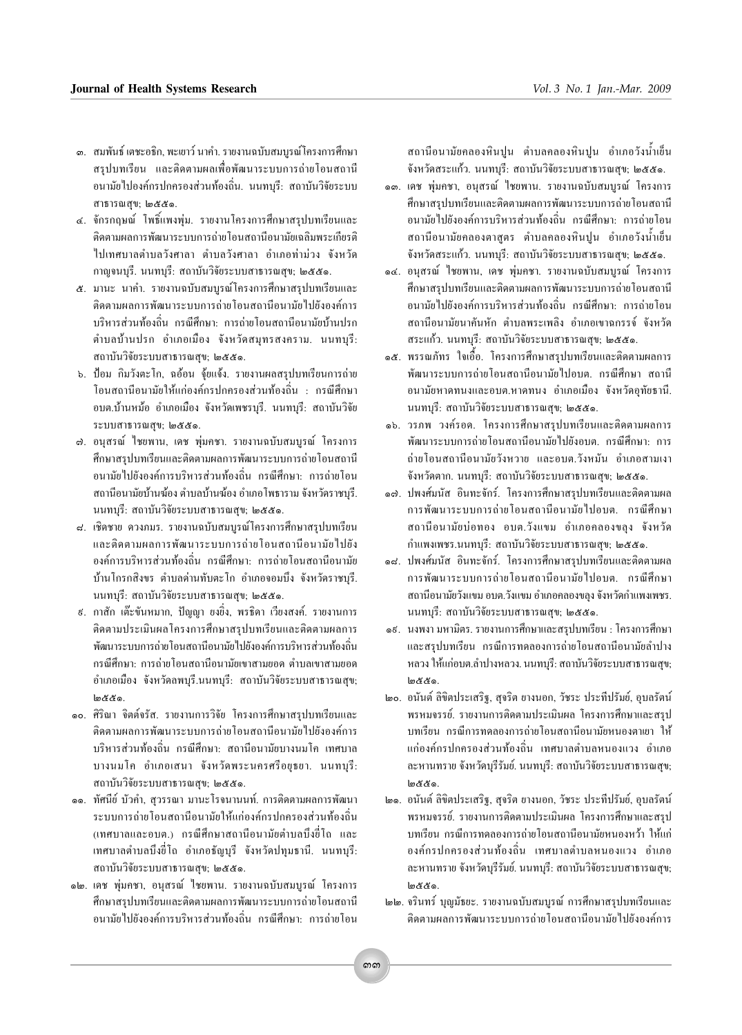๓. สมพันธ์ เตชะอธิก, พะเยาว์ นาคำ. รายงานฉบับสมบูรณ์โครงการศึกษาสรุปบทเรียน และติดตามผลเพื่อพัฒนาระบบการถ่ายโอนสถานีอนามัยไปองค์กรปกครองส่วนท้องถิ่น. นนทบุรี: สถาบันวิจัยระบบสาธารณสุข; ๒๕๕๑.

๔. จักรกฤษณ์ โพธิ์แพงพุ่ม. รายงานโครงการศึกษาสรุปบทเรียนและติดตามผลการพัฒนาระบบการถ่ายโอนสถานีอนามัยเฉลิมพระเกียรติไปเทศบาลตำบลวังศาลา ตำบลวังศาลา อำเภอท่าม่วง จังหวัดกาญจนบุรี. นนทบุรี: สถาบันวิจัยระบบสาธารณสุข; ๒๕๕๑.

๕. มานะ นาคำ. รายงานฉบับสมบูรณ์โครงการศึกษาสรุปบทเรียนและติดตามผลการพัฒนาระบบการถ่ายโอนสถานีอนามัยไปยังองค์การบริหารส่วนท้องถิ่น กรณีศึกษา: การถ่ายโอนสถานีอนามัยบ้านปรก ตำบลบ้านปรก อำเภอเมือง จังหวัดสมุทรสงคราม. นนทบุรี: สถาบันวิจัยระบบสาธารณสุข; ๒๕๕๑.

๖. ป้อม กิมวังตะโก, ฉอ้อน จุ้ยแจ้ง. รายงานผลสรุปบทเรียนการถ่ายโอนสถานีอนามัยให้แก่องค์กรปกครองส่วนท้องถิ่น : กรณีศึกษา อบต.บ้านหม้อ อำเภอเมือง จังหวัดเพชรบุรี. นนทบุรี: สถาบันวิจัยระบบสาธารณสุข; ๒๕๕๑.

๗. อนุสรณ์ ไชยพาน, เดช พุ่มคชา. รายงานฉบับสมบูรณ์ โครงการศึกษาสรุปบทเรียนและติดตามผลการพัฒนาระบบการถ่ายโอนสถานีอนามัยไปยังองค์การบริหารส่วนท้องถิ่น กรณีศึกษา: การถ่ายโอนสถานีอนามัยบ้านฆ้อง ตำบลบ้านฆ้อง อำเภอโพธาราม จังหวัดราชบุรี. นนทบุรี: สถาบันวิจัยระบบสาธารณสุข; ๒๕๕๑.

๘. เชิดชาย ดวงภมร. รายงานฉบับสมบูรณ์โครงการศึกษาสรุปบทเรียนและติดตามผลการพัฒนาระบบการถ่ายโอนสถานีอนามัยไปยังองค์การบริหารส่วนท้องถิ่น กรณีศึกษา: การถ่ายโอนสถานีอนามัยบ้านโกรกสิงขร ตำบลด่านทับตะโก อำเภอจอมบึง จังหวัดราชบุรี. นนทบุรี: สถาบันวิจัยระบบสาธารณสุข; ๒๕๕๑.

๙. กาสัก เต๊ะขันหมาก, ปัญญา ยงยิ่ง, พรธิดา เวียงสงค์. รายงานการติดตามประเมินผลโครงการศึกษาสรุปบทเรียนและติดตามผลการพัฒนาระบบการถ่ายโอนสถานีอนามัยไปยังองค์การบริหารส่วนท้องถิ่น กรณีศึกษา: การถ่ายโอนสถานีอนามัยเขาสามยอด ตำบลเขาสามยอด อำเภอเมือง จังหวัดลพบุรี.นนทบุรี: สถาบันวิจัยระบบสาธารณสุข; ๒๕๕๑.

๑๐. ศิริณา จิตต์จรัส. รายงานการวิจัย โครงการศึกษาสรุปบทเรียนและติดตามผลการพัฒนาระบบการถ่ายโอนสถานีอนามัยไปยังองค์การบริหารส่วนท้องถิ่น กรณีศึกษา: สถานีอนามัยบางนมโค เทศบาลบางนมโค อำเภอเสนา จังหวัดพระนครศรีอยุธยา. นนทบุรี: สถาบันวิจัยระบบสาธารณสุข; ๒๕๕๑.

๑๑. ทัศนีย์ บัวคำ, สุวรรณา มานะโรจนานนท์. การติดตามผลการพัฒนาระบบการถ่ายโอนสถานีอนามัยให้แก่องค์กรปกครองส่วนท้องถิ่น (เทศบาลและอบต.) กรณีศึกษาสถานีอนามัยตำบลบึงยี่โถ และเทศบาลตำบลบึงยี่โถ อำเภอธัญบุรี จังหวัดปทุมธานี. นนทบุรี: สถาบันวิจัยระบบสาธารณสุข; ๒๕๕๑.

๑๒. เดช พุ่มคชา, อนุสรณ์ ไชยพาน. รายงานฉบับสมบูรณ์ โครงการศึกษาสรุปบทเรียนและติดตามผลการพัฒนาระบบการถ่ายโอนสถานีอนามัยไปยังองค์การบริหารส่วนท้องถิ่น กรณีศึกษา: การถ่ายโอนสถานีอนามัยคลองหินปูน ตำบลคลองหินปูน อำเภอวังน้ำเย็น จังหวัดสระแก้ว. นนทบุรี: สถาบันวิจัยระบบสาธารณสุข; ๒๕๕๑.

๑๓. เดช พุ่มคชา, อนุสรณ์ ไชยพาน. รายงานฉบับสมบูรณ์ โครงการศึกษาสรุปบทเรียนและติดตามผลการพัฒนาระบบการถ่ายโอนสถานีอนามัยไปยังองค์การบริหารส่วนท้องถิ่น กรณีศึกษา: การถ่ายโอนสถานีอนามัยคลองตาสูตร ตำบลคลองหินปูน อำเภอวังน้ำเย็น จังหวัดสระแก้ว. นนทบุรี: สถาบันวิจัยระบบสาธารณสุข; ๒๕๕๑.

๑๔. อนุสรณ์ ไชยพาน, เดช พุ่มคชา. รายงานฉบับสมบูรณ์ โครงการศึกษาสรุปบทเรียนและติดตามผลการพัฒนาระบบการถ่ายโอนสถานีอนามัยไปยังองค์การบริหารส่วนท้องถิ่น กรณีศึกษา: การถ่ายโอนสถานีอนามัยนาคันหัก ตำบลพระเพลิง อำเภอเขาฉกรรจ์ จังหวัดสระแก้ว. นนทบุรี: สถาบันวิจัยระบบสาธารณสุข; ๒๕๕๑.

๑๕. พรรณภัทร ใจเอื้อ. โครงการศึกษาสรุปบทเรียนและติดตามผลการพัฒนาระบบการถ่ายโอนสถานีอนามัยไปอบต. กรณีศึกษา สถานีอนามัยหาดทนงและอบต.หาดทนง อำเภอเมือง จังหวัดอุทัยธานี. นนทบุรี: สถาบันวิจัยระบบสาธารณสุข; ๒๕๕๑.

๑๖. วรภพ วงค์รอด. โครงการศึกษาสรุปบทเรียนและติดตามผลการพัฒนาระบบการถ่ายโอนสถานีอนามัยไปยังอบต. กรณีศึกษา: การถ่ายโอนสถานีอนามัยวังหวาย และอบต.วังหมัน อำเภอสามเงา จังหวัดตาก. นนทบุรี: สถาบันวิจัยระบบสาธารณสุข; ๒๕๕๑.

๑๗. ปพงศ์มนัส อินทะจักร์. โครงการศึกษาสรุปบทเรียนและติดตามผลการพัฒนาระบบการถ่ายโอนสถานีอนามัยไปอบต. กรณีศึกษา สถานีอนามัยบ่อทอง อบต.วังแขม อำเภอคลองขลุง จังหวัดกำแพงเพชร.นนทบุรี: สถาบันวิจัยระบบสาธารณสุข; ๒๕๕๑.

๑๘. ปพงศ์มนัส อินทะจักร์. โครงการศึกษาสรุปบทเรียนและติดตามผลการพัฒนาระบบการถ่ายโอนสถานีอนามัยไปอบต. กรณีศึกษา สถานีอนามัยวังแขม อบต.วังแขม อำเภอคลองขลุง จังหวัดกำแพงเพชร. นนทบุรี: สถาบันวิจัยระบบสาธารณสุข; ๒๕๕๑.

๑๙. นงพงา มหามิตร. รายงานการศึกษาและสรุปบทเรียน : โครงการศึกษาและสรุปบทเรียน กรณีการทดลองการถ่ายโอนสถานีอนามัยลำปางหลวง ให้แก่อบต.ลำปางหลวง. นนทบุรี: สถาบันวิจัยระบบสาธารณสุข; ๒๕๕๑.

๒๐. อนันต์ ลิขิตประเสริฐ, สุจริต ยางนอก, วัชระ ประทีปรัมย์, อุบลรัตน์ พรหมจรรย์. รายงานการติดตามประเมินผล โครงการศึกษาและสรุปบทเรียน กรณีการทดลองการถ่ายโอนสถานีอนามัยหนองตาเยา ให้แก่องค์กรปกครองส่วนท้องถิ่น เทศบาลตำบลหนองแวง อำเภอละหานทราย จังหวัดบุรีรัมย์. นนทบุรี: สถาบันวิจัยระบบสาธารณสุข; ๒๕๕๑.

๒๑. อนันต์ ลิขิตประเสริฐ, สุจริต ยางนอก, วัชระ ประทีปรัมย์, อุบลรัตน์ พรหมจรรย์. รายงานการติดตามประเมินผล โครงการศึกษาและสรุปบทเรียน กรณีการทดลองการถ่ายโอนสถานีอนามัยหนองหว้า ให้แก่องค์กรปกครองส่วนท้องถิ่น เทศบาลตำบลหนองแวง อำเภอละหานทราย จังหวัดบุรีรัมย์. นนทบุรี: สถาบันวิจัยระบบสาธารณสุข; ๒๕๕๑.

๒๒. จรินทร์ บุญมีธยะ. รายงานฉบับสมบูรณ์ การศึกษาสรุปบทเรียนและติดตามผลการพัฒนาระบบการถ่ายโอนสถานีอนามัยไปยังองค์การ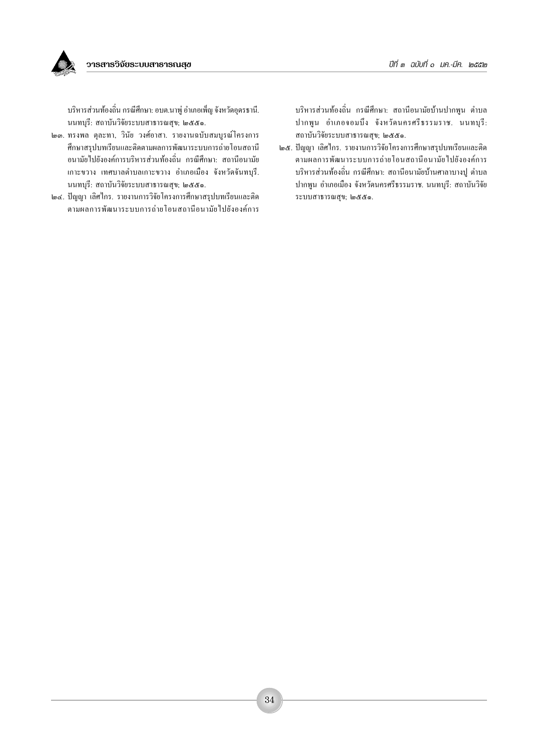บริหารส่วนท้องถิ่น กรณีศึกษา: อบต.นาพู่ อำเภอเพ็ญ จังหวัดอุดรธานี. นนทบุรี: สถาบันวิจัยระบบสาธารณสุข; ๒๕๕๑.

๒๓. ทรงพล ตุละทา, วินัย วงศ์อาสา. รายงานฉบับสมบูรณ์โครงการศึกษาสรุปบทเรียนและติดตามผลการพัฒนาระบบการถ่ายโอนสถานีอนามัยไปยังองค์การบริหารส่วนท้องถิ่น กรณีศึกษา: สถานีอนามัยเกาะขวาง เทศบาลตำบลเกาะขวาง อำเภอเมือง จังหวัดจันทบุรี. นนทบุรี: สถาบันวิจัยระบบสาธารณสุข; ๒๕๕๑.

๒๔. ปัญญา เลิศไกร. รายงานการวิจัยโครงการศึกษาสรุปบทเรียนและติดตามผลการพัฒนาระบบการถ่ายโอนสถานีอนามัยไปยังองค์การบริหารส่วนท้องถิ่น กรณีศึกษา: สถานีอนามัยบ้านปากพูน ตำบลปากพูน อำเภอจอมบึง จังหวัดนครศรีธรรมราช. นนทบุรี: สถาบันวิจัยระบบสาธารณสุข; ๒๕๕๑.

๒๕. ปัญญา เลิศไกร. รายงานการวิจัยโครงการศึกษาสรุปบทเรียนและติดตามผลการพัฒนาระบบการถ่ายโอนสถานีอนามัยไปยังองค์การบริหารส่วนท้องถิ่น กรณีศึกษา: สถานีอนามัยบ้านศาลาบางปู ตำบลปากพูน อำเภอเมือง จังหวัดนครศรีธรรมราช. นนทบุรี: สถาบันวิจัยระบบสาธารณสุข; ๒๕๕๑.